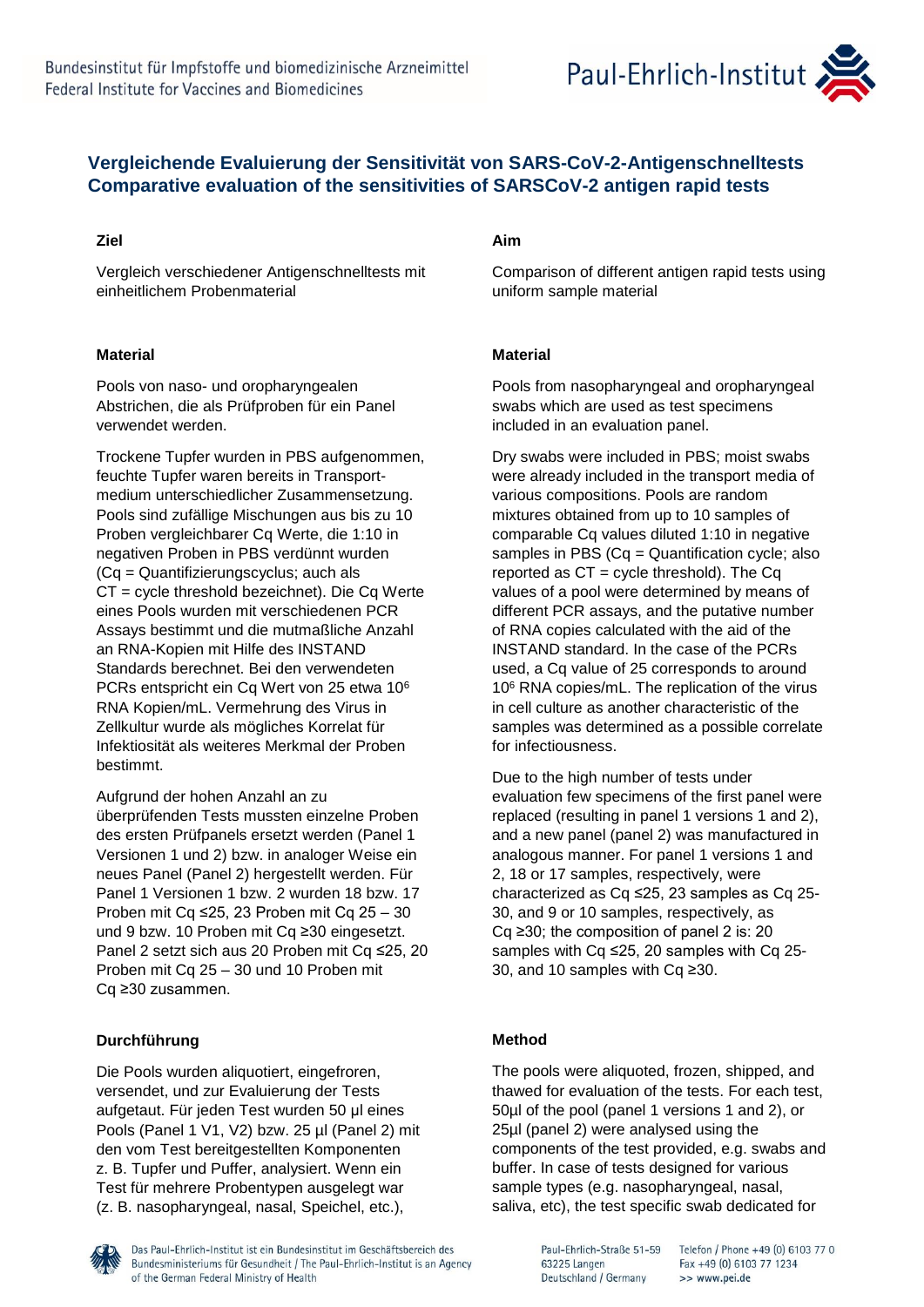Bundesinstitut für Impfstoffe und biomedizinische Arzneimittel
Federal Institute for Vaccines and Biomedicines

Paul-Ehrlich-Institut

# Vergleichende Evaluierung der Sensitivität von SARS-CoV-2-Antigenschnelltests

# Comparative evaluation of the sensitivities of SARSCoV-2 antigen rapid tests

### Ziel

Vergleich verschiedener Antigenschnelltests mit einheitlichem Probenmaterial

### Material

Pools von naso- und oropharyngealen Abstrichen, die als Prüfproben für ein Panel verwendet werden.

Trockene Tupfer wurden in PBS aufgenommen, feuchte Tupfer waren bereits in Transportmedium unterschiedlicher Zusammensetzung. Pools sind zufällige Mischungen aus bis zu 10 Proben vergleichbarer Cq Werte, die 1:10 in negativen Proben in PBS verdünnt wurden (Cq = Quantifizierungscyclus; auch als CT = cycle threshold bezeichnet). Die Cq Werte eines Pools wurden mit verschiedenen PCR Assays bestimmt und die mutmaßliche Anzahl an RNA-Kopien mit Hilfe des INSTAND Standards berechnet. Bei den verwendeten PCRs entspricht ein Cq Wert von 25 etwa $10^6$ RNA Kopien/mL. Vermehrung des Virus in Zellkultur wurde als mögliches Korrelat für Infektiosität als weiteres Merkmal der Proben bestimmt.

Aufgrund der hohen Anzahl an zu überprüfenden Tests mussten einzelne Proben des ersten Prüfpanels ersetzt werden (Panel 1 Versionen 1 und 2) bzw. in analoger Weise ein neues Panel (Panel 2) hergestellt werden. Für Panel 1 Versionen 1 bzw. 2 wurden 18 bzw. 17 Proben mit Cq ≤25, 23 Proben mit Cq 25 – 30 und 9 bzw. 10 Proben mit Cq ≥30 eingesetzt. Panel 2 setzt sich aus 20 Proben mit Cq ≤25, 20 Proben mit Cq 25 – 30 und 10 Proben mit Cq ≥30 zusammen.

### Durchführung

Die Pools wurden aliquotiert, eingefroren, versendet, und zur Evaluierung der Tests aufgetaut. Für jeden Test wurden 50 µl eines Pools (Panel 1 V1, V2) bzw. 25 µl (Panel 2) mit den vom Test bereitgestellten Komponenten z. B. Tupfer und Puffer, analysiert. Wenn ein Test für mehrere Probentypen ausgelegt war (z. B. nasopharyngeal, nasal, Speichel, etc.),

### Aim

Comparison of different antigen rapid tests using uniform sample material

### Material

Pools from nasopharyngeal and oropharyngeal swabs which are used as test specimens included in an evaluation panel.

Dry swabs were included in PBS; moist swabs were already included in the transport media of various compositions. Pools are random mixtures obtained from up to 10 samples of comparable Cq values diluted 1:10 in negative samples in PBS (Cq = Quantification cycle; also reported as CT = cycle threshold). The Cq values of a pool were determined by means of different PCR assays, and the putative number of RNA copies calculated with the aid of the INSTAND standard. In the case of the PCRs used, a Cq value of 25 corresponds to around $10^6$ RNA copies/mL. The replication of the virus in cell culture as another characteristic of the samples was determined as a possible correlate for infectiousness.

Due to the high number of tests under evaluation few specimens of the first panel were replaced (resulting in panel 1 versions 1 and 2), and a new panel (panel 2) was manufactured in analogous manner. For panel 1 versions 1 and 2, 18 or 17 samples, respectively, were characterized as Cq ≤25, 23 samples as Cq 25-30, and 9 or 10 samples, respectively, as Cq ≥30; the composition of panel 2 is: 20 samples with Cq ≤25, 20 samples with Cq 25-30, and 10 samples with Cq ≥30.

### Method

The pools were aliquoted, frozen, shipped, and thawed for evaluation of the tests. For each test, 50µl of the pool (panel 1 versions 1 and 2), or 25µl (panel 2) were analysed using the components of the test provided, e.g. swabs and buffer. In case of tests designed for various sample types (e.g. nasopharyngeal, nasal, saliva, etc), the test specific swab dedicated for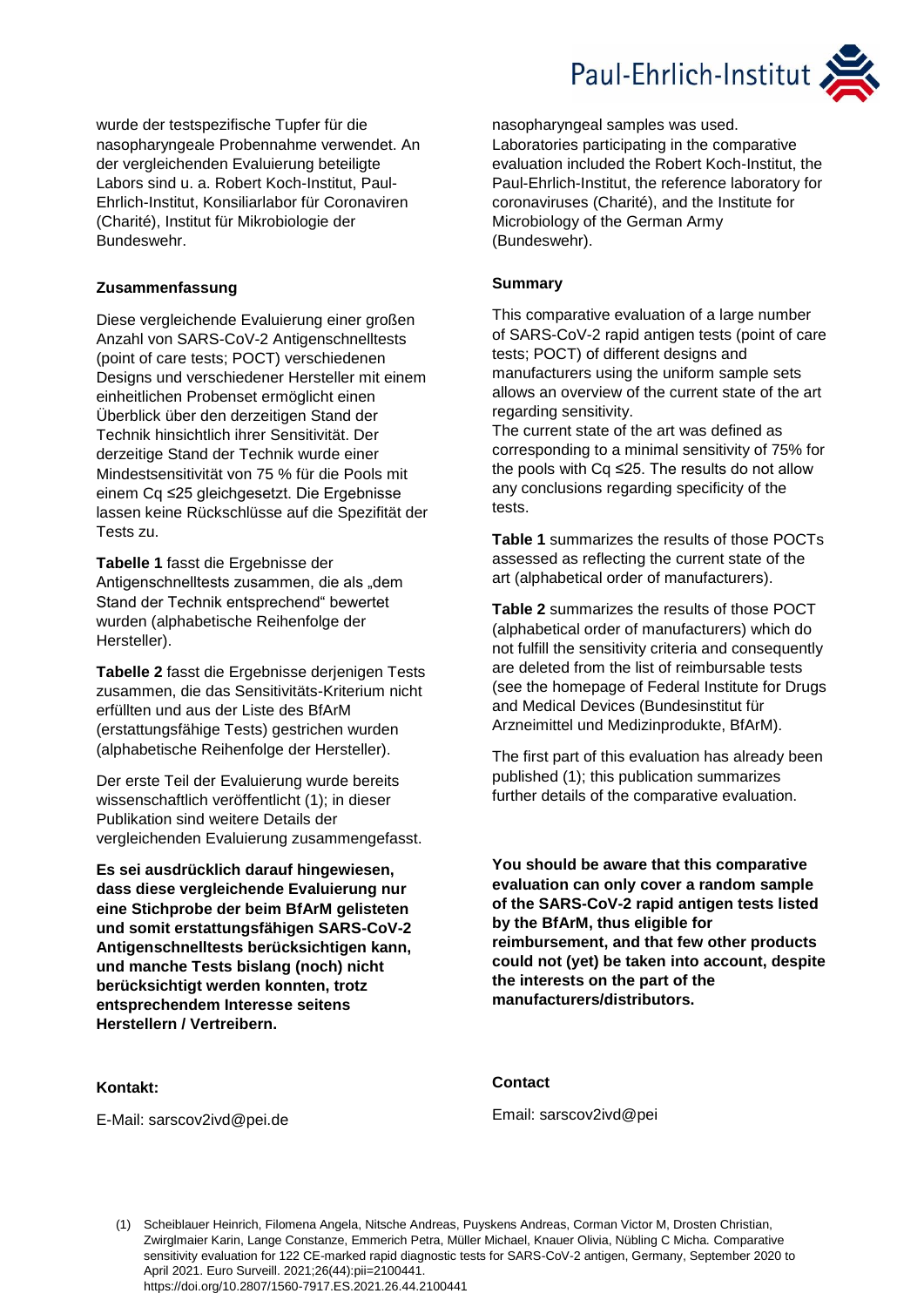wurde der testspezifische Tupfer für die nasopharyngeale Probennahme verwendet. An der vergleichenden Evaluierung beteiligte Labors sind u. a. Robert Koch-Institut, Paul-Ehrlich-Institut, Konsiliarlabor für Coronaviren (Charité), Institut für Mikrobiologie der Bundeswehr.

### Zusammenfassung

Diese vergleichende Evaluierung einer großen Anzahl von SARS-CoV-2 Antigenschnelltests (point of care tests; POCT) verschiedenen Designs und verschiedener Hersteller mit einem einheitlichen Probenset ermöglicht einen Überblick über den derzeitigen Stand der Technik hinsichtlich ihrer Sensitivität. Der derzeitige Stand der Technik wurde einer Mindestsensitivität von 75 % für die Pools mit einem Cq ≤25 gleichgesetzt. Die Ergebnisse lassen keine Rückschlüsse auf die Spezifität der Tests zu.

**Tabelle 1** fasst die Ergebnisse der Antigenschnelltests zusammen, die als „dem Stand der Technik entsprechend" bewertet wurden (alphabetische Reihenfolge der Hersteller).

**Tabelle 2** fasst die Ergebnisse derjenigen Tests zusammen, die das Sensitivitäts-Kriterium nicht erfüllten und aus der Liste des BfArM (erstattungsfähige Tests) gestrichen wurden (alphabetische Reihenfolge der Hersteller).

Der erste Teil der Evaluierung wurde bereits wissenschaftlich veröffentlicht (1); in dieser Publikation sind weitere Details der vergleichenden Evaluierung zusammengefasst.

**Es sei ausdrücklich darauf hingewiesen, dass diese vergleichende Evaluierung nur eine Stichprobe der beim BfArM gelisteten und somit erstattungsfähigen SARS-CoV-2 Antigenschnelltests berücksichtigen kann, und manche Tests bislang (noch) nicht berücksichtigt werden konnten, trotz entsprechendem Interesse seitens Herstellern / Vertreibern.**

### Kontakt:

E-Mail: sarscov2ivd@pei.de

nasopharyngeal samples was used. Laboratories participating in the comparative evaluation included the Robert Koch-Institut, the Paul-Ehrlich-Institut, the reference laboratory for coronaviruses (Charité), and the Institute for Microbiology of the German Army (Bundeswehr).

### Summary

This comparative evaluation of a large number of SARS-CoV-2 rapid antigen tests (point of care tests; POCT) of different designs and manufacturers using the uniform sample sets allows an overview of the current state of the art regarding sensitivity.
The current state of the art was defined as corresponding to a minimal sensitivity of 75% for the pools with Cq ≤25. The results do not allow any conclusions regarding specificity of the tests.

**Table 1** summarizes the results of those POCTs assessed as reflecting the current state of the art (alphabetical order of manufacturers).

**Table 2** summarizes the results of those POCT (alphabetical order of manufacturers) which do not fulfill the sensitivity criteria and consequently are deleted from the list of reimbursable tests (see the homepage of Federal Institute for Drugs and Medical Devices (Bundesinstitut für Arzneimittel und Medizinprodukte, BfArM).

The first part of this evaluation has already been published (1); this publication summarizes further details of the comparative evaluation.

**You should be aware that this comparative evaluation can only cover a random sample of the SARS-CoV-2 rapid antigen tests listed by the BfArM, thus eligible for reimbursement, and that few other products could not (yet) be taken into account, despite the interests on the part of the manufacturers/distributors.**

### Contact

Email: sarscov2ivd@pei

(1) Scheiblauer Heinrich, Filomena Angela, Nitsche Andreas, Puyskens Andreas, Corman Victor M, Drosten Christian, Zwirglmaier Karin, Lange Constanze, Emmerich Petra, Müller Michael, Knauer Olivia, Nübling C Micha. Comparative sensitivity evaluation for 122 CE-marked rapid diagnostic tests for SARS-CoV-2 antigen, Germany, September 2020 to April 2021. Euro Surveill. 2021;26(44):pii=2100441. https://doi.org/10.2807/1560-7917.ES.2021.26.44.2100441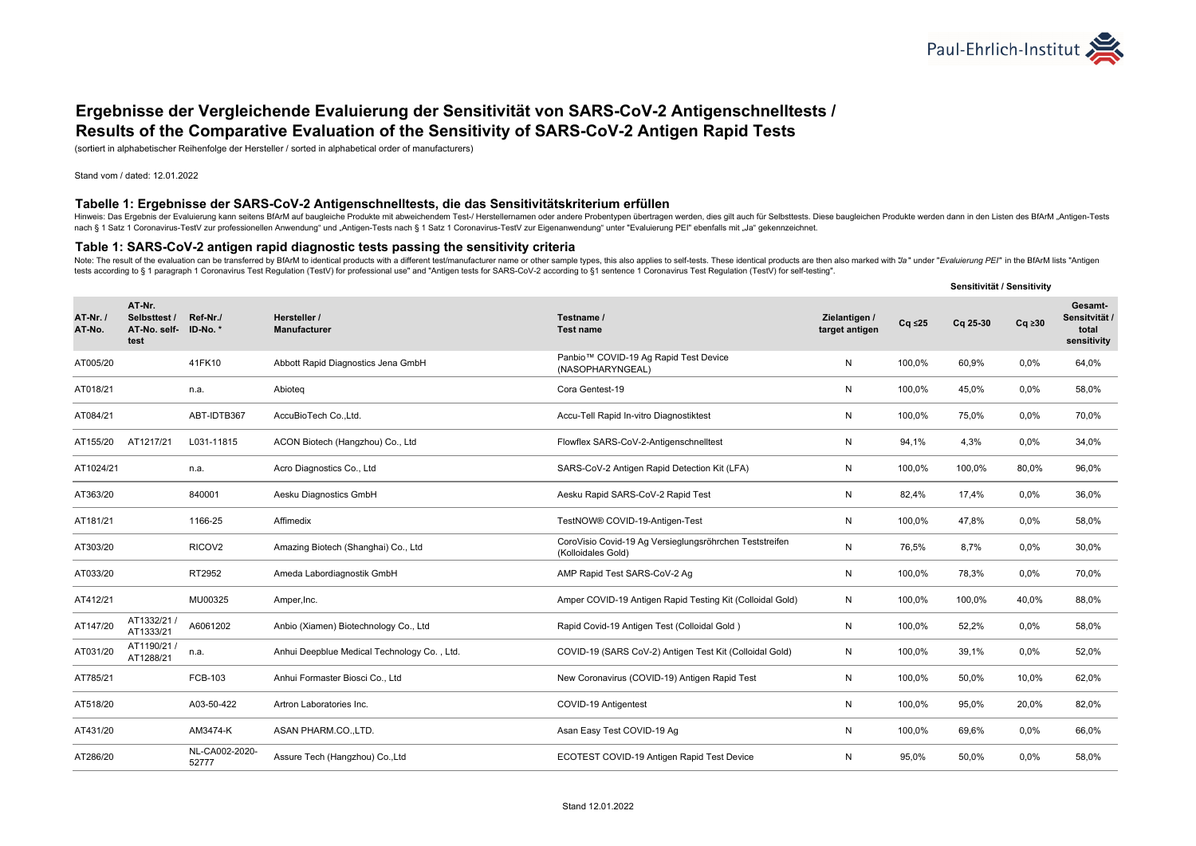# Ergebnisse der Vergleichende Evaluierung der Sensitivität von SARS-CoV-2 Antigenschnelltests / Results of the Comparative Evaluation of the Sensitivity of SARS-CoV-2 Antigen Rapid Tests

(sortiert in alphabetischer Reihenfolge der Hersteller / sorted in alphabetical order of manufacturers)

Stand vom / dated: 12.01.2022

### Tabelle 1: Ergebnisse der SARS-CoV-2 Antigenschnelltests, die das Sensitivitätskriterium erfüllen

Hinweis: Das Ergebnis der Evaluierung kann seitens BfArM auf baugleiche Produkte mit abweichendem Test-/ Herstellernamen oder andere Probentypen übertragen werden, dies gilt auch für Selbsttests. Diese baugleichen Produkte werden dann in den Listen des BfArM „Antigen-Tests nach § 1 Satz 1 Coronavirus-TestV zur professionellen Anwendung" und „Antigen-Tests nach § 1 Satz 1 Coronavirus-TestV zur Eigenanwendung" unter "Evaluierung PEI" ebenfalls mit „Ja" gekennzeichnet.

### Table 1: SARS-CoV-2 antigen rapid diagnostic tests passing the sensitivity criteria

Note: The result of the evaluation can be transferred by BfArM to identical products with a different test/manufacturer name or other sample types, this also applies to self-tests. These identical products are then also marked with "Ja" under "*Evaluierung PEI*" in the BfArM lists "Antigen tests according to § 1 paragraph 1 Coronavirus Test Regulation (TestV) for professional use" and "Antigen tests for SARS-CoV-2 according to §1 sentence 1 Coronavirus Test Regulation (TestV) for self-testing".

| | | | | | | Sensitivität / Sensitivity | | | |
|---|---|---|---|---|---|---|---|---|---|
| **AT-Nr. / AT-No.** | **AT-Nr. Selbsttest / AT-No. self-test** | **Ref-Nr./ ID-No. \*** | **Hersteller / Manufacturer** | **Testname / Test name** | **Zielantigen / target antigen** | **Cq ≤25** | **Cq 25-30** | **Cq ≥30** | **Gesamt-Sensitivität / total sensitivity** |
| AT005/20 | | 41FK10 | Abbott Rapid Diagnostics Jena GmbH | Panbio™ COVID-19 Ag Rapid Test Device (NASOPHARYNGEAL) | N | 100,0% | 60,9% | 0,0% | 64,0% |
| AT018/21 | | n.a. | Abioteq | Cora Gentest-19 | N | 100,0% | 45,0% | 0,0% | 58,0% |
| AT084/21 | | ABT-IDTB367 | AccuBioTech Co.,Ltd. | Accu-Tell Rapid In-vitro Diagnostiktest | N | 100,0% | 75,0% | 0,0% | 70,0% |
| AT155/20 | AT1217/21 | L031-11815 | ACON Biotech (Hangzhou) Co., Ltd | Flowflex SARS-CoV-2-Antigenschnelltest | N | 94,1% | 4,3% | 0,0% | 34,0% |
| AT1024/21 | | n.a. | Acro Diagnostics Co., Ltd | SARS-CoV-2 Antigen Rapid Detection Kit (LFA) | N | 100,0% | 100,0% | 80,0% | 96,0% |
| AT363/20 | | 840001 | Aesku Diagnostics GmbH | Aesku Rapid SARS-CoV-2 Rapid Test | N | 82,4% | 17,4% | 0,0% | 36,0% |
| AT181/21 | | 1166-25 | Affimedix | TestNOW® COVID-19-Antigen-Test | N | 100,0% | 47,8% | 0,0% | 58,0% |
| AT303/20 | | RICOV2 | Amazing Biotech (Shanghai) Co., Ltd | CoroVisio Covid-19 Ag Versieglungsröhrchen Teststreifen (Kolloidales Gold) | N | 76,5% | 8,7% | 0,0% | 30,0% |
| AT033/20 | | RT2952 | Ameda Labordiagnostik GmbH | AMP Rapid Test SARS-CoV-2 Ag | N | 100,0% | 78,3% | 0,0% | 70,0% |
| AT412/21 | | MU00325 | Amper,Inc. | Amper COVID-19 Antigen Rapid Testing Kit (Colloidal Gold) | N | 100,0% | 100,0% | 40,0% | 88,0% |
| AT147/20 | AT1332/21 / AT1333/21 | A6061202 | Anbio (Xiamen) Biotechnology Co., Ltd | Rapid Covid-19 Antigen Test (Colloidal Gold ) | N | 100,0% | 52,2% | 0,0% | 58,0% |
| AT031/20 | AT1190/21 / AT1288/21 | n.a. | Anhui Deepblue Medical Technology Co. , Ltd. | COVID-19 (SARS CoV-2) Antigen Test Kit (Colloidal Gold) | N | 100,0% | 39,1% | 0,0% | 52,0% |
| AT785/21 | | FCB-103 | Anhui Formaster Biosci Co., Ltd | New Coronavirus (COVID-19) Antigen Rapid Test | N | 100,0% | 50,0% | 10,0% | 62,0% |
| AT518/20 | | A03-50-422 | Artron Laboratories Inc. | COVID-19 Antigentest | N | 100,0% | 95,0% | 20,0% | 82,0% |
| AT431/20 | | AM3474-K | ASAN PHARM.CO.,LTD. | Asan Easy Test COVID-19 Ag | N | 100,0% | 69,6% | 0,0% | 66,0% |
| AT286/20 | | NL-CA002-2020-52777 | Assure Tech (Hangzhou) Co.,Ltd | ECOTEST COVID-19 Antigen Rapid Test Device | N | 95,0% | 50,0% | 0,0% | 58,0% |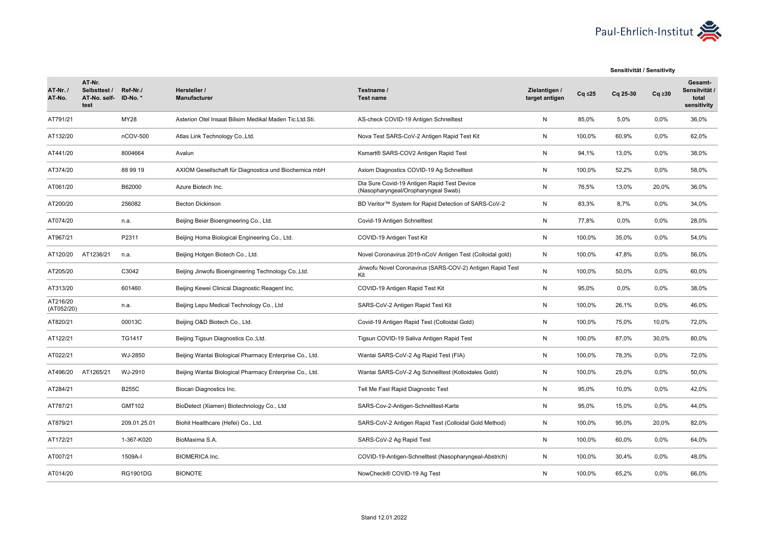| AT-Nr. / AT-No. | AT-Nr. Selbsttest / AT-No. self-test | Ref-Nr./ ID-No. * | Hersteller / Manufacturer | Testname / Test name | Zielantigen / target antigen | Sensitivität / Sensitivity Cq ≤25 | Cq 25-30 | Cq ≥30 | Gesamt-Sensitivität / total sensitivity |
|---|---|---|---|---|---|---|---|---|---|
| AT791/21 | | MY28 | Asterion Otel Insaat Bilisim Medikal Maden Tic.Ltd.Sti. | AS-check COVID-19 Antigen Schnelltest | N | 85,0% | 5,0% | 0,0% | 36,0% |
| AT132/20 | | nCOV-500 | Atlas Link Technology Co.,Ltd. | Nova Test SARS-CoV-2 Antigen Rapid Test Kit | N | 100,0% | 60,9% | 0,0% | 62,0% |
| AT441/20 | | 8004664 | Avalun | Ksmart® SARS-COV2 Antigen Rapid Test | N | 94,1% | 13,0% | 0,0% | 38,0% |
| AT374/20 | | 88 99 19 | AXIOM Gesellschaft für Diagnostica und Biochemica mbH | Axiom Diagnostics COVID-19 Ag Schnelltest | N | 100,0% | 52,2% | 0,0% | 58,0% |
| AT061/20 | | B62000 | Azure Biotech Inc. | Dia Sure Covid-19 Antigen Rapid Test Device (Nasopharyngeal/Oropharyngeal Swab) | N | 76,5% | 13,0% | 20,0% | 36,0% |
| AT200/20 | | 256082 | Becton Dickinson | BD Veritor™ System for Rapid Detection of SARS-CoV-2 | N | 83,3% | 8,7% | 0,0% | 34,0% |
| AT074/20 | | n.a. | Beijing Beier Bioengineering Co., Ltd. | Covid-19 Antigen Schnelltest | N | 77,8% | 0,0% | 0,0% | 28,0% |
| AT967/21 | | P2311 | Beijing Homa Biological Engineering Co., Ltd. | COVID-19 Antigen Test Kit | N | 100,0% | 35,0% | 0,0% | 54,0% |
| AT120/20 | AT1236/21 | n.a. | Beijing Hotgen Biotech Co., Ltd. | Novel Coronavirus 2019-nCoV Antigen Test (Colloidal gold) | N | 100,0% | 47,8% | 0,0% | 56,0% |
| AT205/20 | | C3042 | Beijing Jinwofu Bioengineering Technology Co.,Ltd. | Jinwofu Novel Coronavirus (SARS-COV-2) Antigen Rapid Test Kit | N | 100,0% | 50,0% | 0,0% | 60,0% |
| AT313/20 | | 601460 | Beijing Kewei Clinical Diagnostic Reagent Inc. | COVID-19 Antigen Rapid Test Kit | N | 95,0% | 0,0% | 0,0% | 38,0% |
| AT216/20 (AT052/20) | | n.a. | Beijing Lepu Medical Technology Co., Ltd | SARS-CoV-2 Antigen Rapid Test Kit | N | 100,0% | 26,1% | 0,0% | 46,0% |
| AT820/21 | | 00013C | Beijing O&D Biotech Co., Ltd. | Covid-19 Antigen Rapid Test (Colloidal Gold) | N | 100,0% | 75,0% | 10,0% | 72,0% |
| AT122/21 | | TG1417 | Beijing Tigsun Diagnostics Co.;Ltd. | Tigsun COVID-19 Saliva Antigen Rapid Test | N | 100,0% | 87,0% | 30,0% | 80,0% |
| AT022/21 | | WJ-2850 | Beijing Wantai Biological Pharmacy Enterprise Co., Ltd. | Wantai SARS-CoV-2 Ag Rapid Test (FIA) | N | 100,0% | 78,3% | 0,0% | 72,0% |
| AT496/20 | AT1265/21 | WJ-2910 | Beijing Wantai Biological Pharmacy Enterprise Co., Ltd. | Wantai SARS-CoV-2 Ag Schnelltest (Kolloidales Gold) | N | 100,0% | 25,0% | 0,0% | 50,0% |
| AT284/21 | | B255C | Biocan Diagnostics Inc. | Tell Me Fast Rapid Diagnostic Test | N | 95,0% | 10,0% | 0,0% | 42,0% |
| AT787/21 | | GMT102 | BioDetect (Xiamen) Biotechnology Co., Ltd | SARS-Cov-2-Antigen-Schnelltest-Karte | N | 95,0% | 15,0% | 0,0% | 44,0% |
| AT879/21 | | 209.01.25.01 | Biohit Healthcare (Hefei) Co., Ltd. | SARS-CoV-2 Antigen Rapid Test (Colloidal Gold Method) | N | 100,0% | 95,0% | 20,0% | 82,0% |
| AT172/21 | | 1-367-K020 | BioMaxima S.A. | SARS-CoV-2 Ag Rapid Test | N | 100,0% | 60,0% | 0,0% | 64,0% |
| AT007/21 | | 1509A-I | BIOMERICA Inc. | COVID-19-Antigen-Schnelltest (Nasopharyngeal-Abstrich) | N | 100,0% | 30,4% | 0,0% | 48,0% |
| AT014/20 | | RG1901DG | BIONOTE | NowCheck® COVID-19 Ag Test | N | 100,0% | 65,2% | 0,0% | 66,0% |

Stand 12.01.2022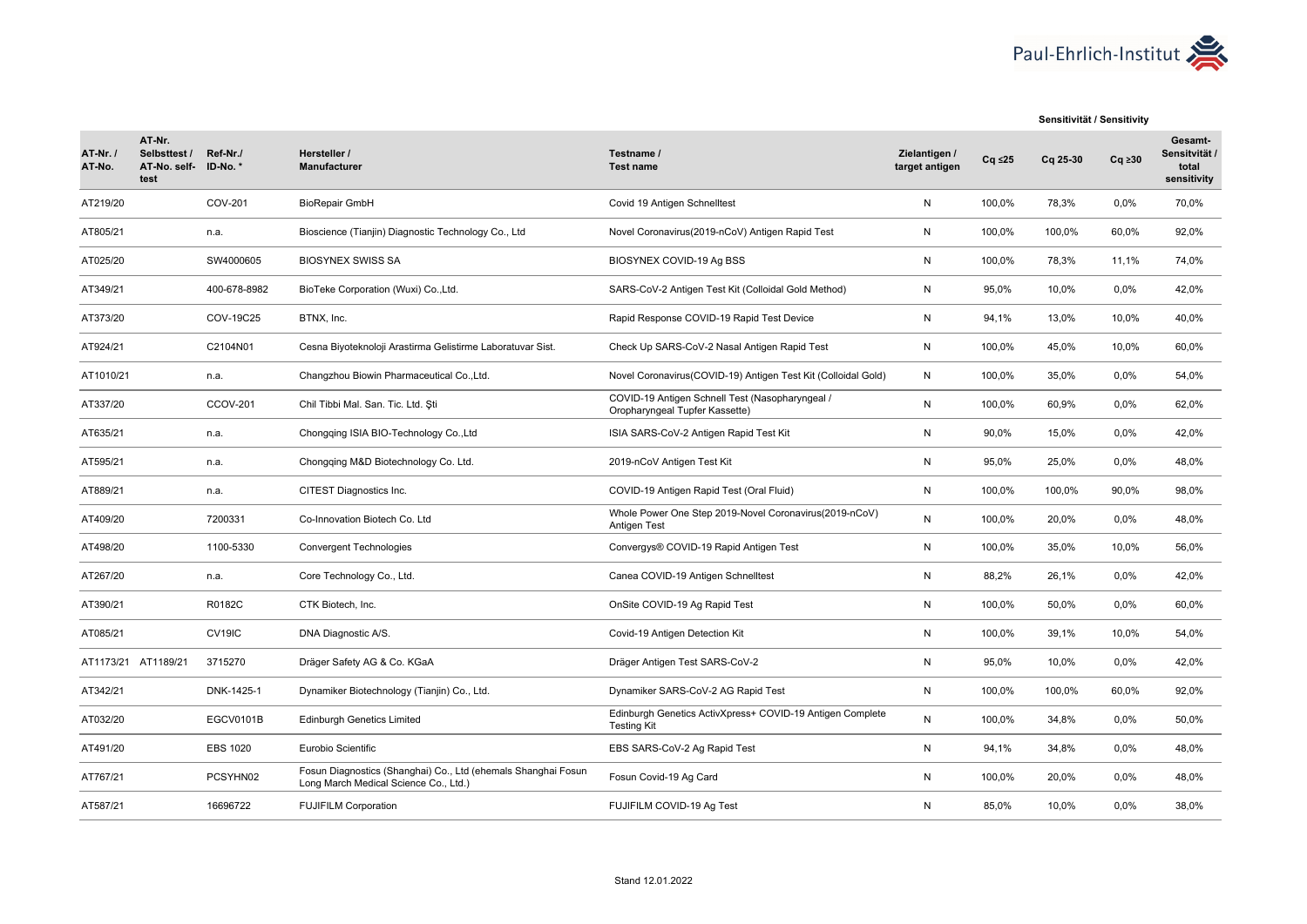| AT-Nr. / AT-No. | AT-Nr. Selbsttest / AT-No. self-test | Ref-Nr./ ID-No. * | Hersteller / Manufacturer | Testname / Test name | Zielantigen / target antigen | Sensitivität / Sensitivity Cq ≤25 | Cq 25-30 | Cq ≥30 | Gesamt-Sensitivität / total sensitivity |
|---|---|---|---|---|---|---|---|---|---|
| AT219/20 | | COV-201 | BioRepair GmbH | Covid 19 Antigen Schnelltest | N | 100,0% | 78,3% | 0,0% | 70,0% |
| AT805/21 | | n.a. | Bioscience (Tianjin) Diagnostic Technology Co., Ltd | Novel Coronavirus(2019-nCoV) Antigen Rapid Test | N | 100,0% | 100,0% | 60,0% | 92,0% |
| AT025/20 | | SW4000605 | BIOSYNEX SWISS SA | BIOSYNEX COVID-19 Ag BSS | N | 100,0% | 78,3% | 11,1% | 74,0% |
| AT349/21 | | 400-678-8982 | BioTeke Corporation (Wuxi) Co.,Ltd. | SARS-CoV-2 Antigen Test Kit (Colloidal Gold Method) | N | 95,0% | 10,0% | 0,0% | 42,0% |
| AT373/20 | | COV-19C25 | BTNX, Inc. | Rapid Response COVID-19 Rapid Test Device | N | 94,1% | 13,0% | 10,0% | 40,0% |
| AT924/21 | | C2104N01 | Cesna Biyoteknoloji Arastirma Gelistirme Laboratuvar Sist. | Check Up SARS-CoV-2 Nasal Antigen Rapid Test | N | 100,0% | 45,0% | 10,0% | 60,0% |
| AT1010/21 | | n.a. | Changzhou Biowin Pharmaceutical Co.,Ltd. | Novel Coronavirus(COVID-19) Antigen Test Kit (Colloidal Gold) | N | 100,0% | 35,0% | 0,0% | 54,0% |
| AT337/20 | | CCOV-201 | Chil Tibbi Mal. San. Tic. Ltd. Şti | COVID-19 Antigen Schnell Test (Nasopharyngeal / Oropharyngeal Tupfer Kassette) | N | 100,0% | 60,9% | 0,0% | 62,0% |
| AT635/21 | | n.a. | Chongqing ISIA BIO-Technology Co.,Ltd | ISIA SARS-CoV-2 Antigen Rapid Test Kit | N | 90,0% | 15,0% | 0,0% | 42,0% |
| AT595/21 | | n.a. | Chongqing M&D Biotechnology Co. Ltd. | 2019-nCoV Antigen Test Kit | N | 95,0% | 25,0% | 0,0% | 48,0% |
| AT889/21 | | n.a. | CITEST Diagnostics Inc. | COVID-19 Antigen Rapid Test (Oral Fluid) | N | 100,0% | 100,0% | 90,0% | 98,0% |
| AT409/20 | | 7200331 | Co-Innovation Biotech Co. Ltd | Whole Power One Step 2019-Novel Coronavirus(2019-nCoV) Antigen Test | N | 100,0% | 20,0% | 0,0% | 48,0% |
| AT498/20 | | 1100-5330 | Convergent Technologies | Convergys® COVID-19 Rapid Antigen Test | N | 100,0% | 35,0% | 10,0% | 56,0% |
| AT267/20 | | n.a. | Core Technology Co., Ltd. | Canea COVID-19 Antigen Schnelltest | N | 88,2% | 26,1% | 0,0% | 42,0% |
| AT390/21 | | R0182C | CTK Biotech, Inc. | OnSite COVID-19 Ag Rapid Test | N | 100,0% | 50,0% | 0,0% | 60,0% |
| AT085/21 | | CV19IC | DNA Diagnostic A/S. | Covid-19 Antigen Detection Kit | N | 100,0% | 39,1% | 10,0% | 54,0% |
| AT1173/21 | AT1189/21 | 3715270 | Dräger Safety AG & Co. KGaA | Dräger Antigen Test SARS-CoV-2 | N | 95,0% | 10,0% | 0,0% | 42,0% |
| AT342/21 | | DNK-1425-1 | Dynamiker Biotechnology (Tianjin) Co., Ltd. | Dynamiker SARS-CoV-2 AG Rapid Test | N | 100,0% | 100,0% | 60,0% | 92,0% |
| AT032/20 | | EGCV0101B | Edinburgh Genetics Limited | Edinburgh Genetics ActivXpress+ COVID-19 Antigen Complete Testing Kit | N | 100,0% | 34,8% | 0,0% | 50,0% |
| AT491/20 | | EBS 1020 | Eurobio Scientific | EBS SARS-CoV-2 Ag Rapid Test | N | 94,1% | 34,8% | 0,0% | 48,0% |
| AT767/21 | | PCSYHN02 | Fosun Diagnostics (Shanghai) Co., Ltd (ehemals Shanghai Fosun Long March Medical Science Co., Ltd.) | Fosun Covid-19 Ag Card | N | 100,0% | 20,0% | 0,0% | 48,0% |
| AT587/21 | | 16696722 | FUJIFILM Corporation | FUJIFILM COVID-19 Ag Test | N | 85,0% | 10,0% | 0,0% | 38,0% |

Stand 12.01.2022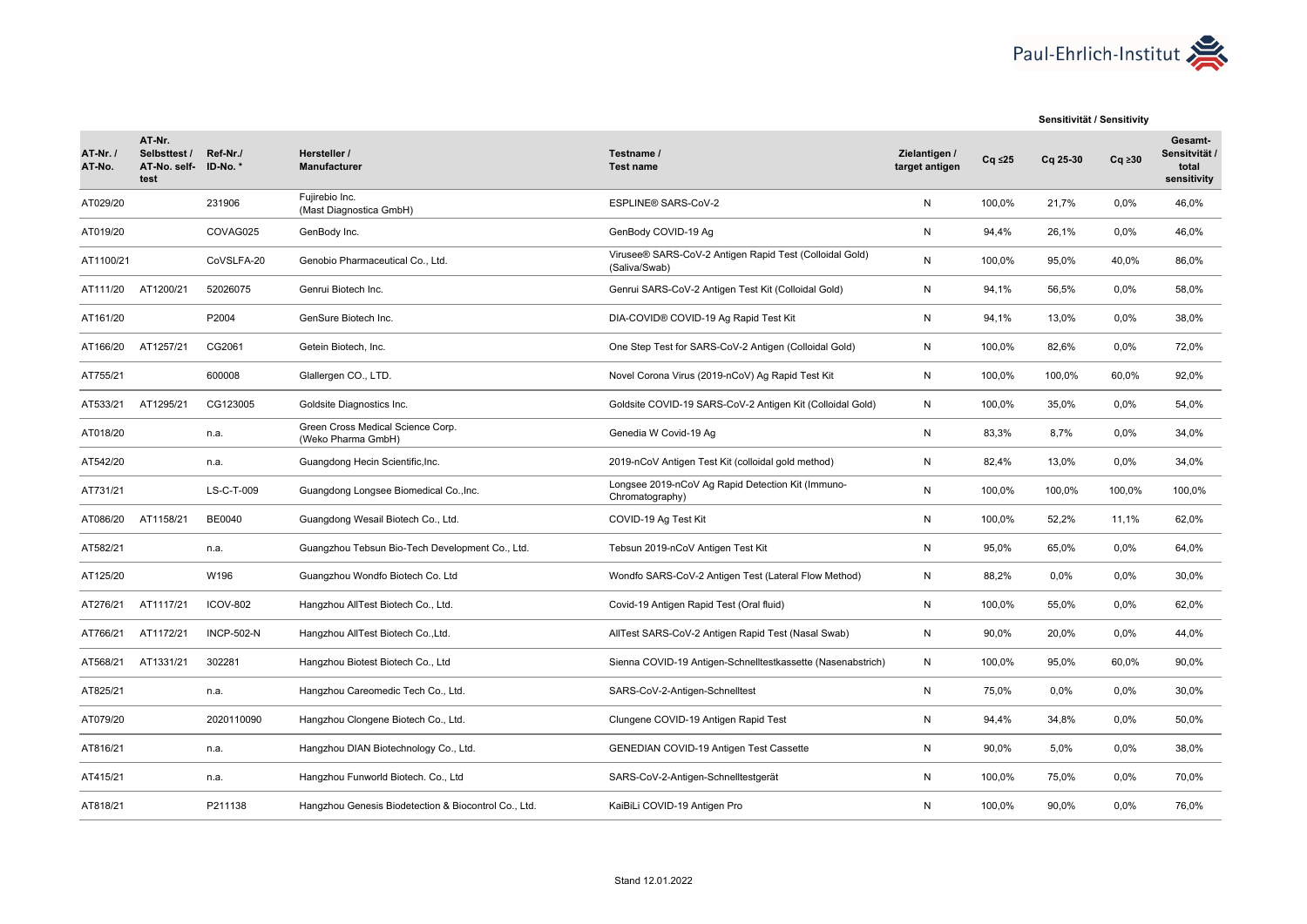| AT-Nr. / AT-No. | AT-Nr. Selbsttest / AT-No. self-test | Ref-Nr./ ID-No. * | Hersteller / Manufacturer | Testname / Test name | Zielantigen / target antigen | Sensitivität / Sensitivity Cq ≤25 | Cq 25-30 | Cq ≥30 | Gesamt-Sensitivität / total sensitivity |
|---|---|---|---|---|---|---|---|---|---|
| AT029/20 | | 231906 | Fujirebio Inc. (Mast Diagnostica GmbH) | ESPLINE® SARS-CoV-2 | N | 100,0% | 21,7% | 0,0% | 46,0% |
| AT019/20 | | COVAG025 | GenBody Inc. | GenBody COVID-19 Ag | N | 94,4% | 26,1% | 0,0% | 46,0% |
| AT1100/21 | | CoVSLFA-20 | Genobio Pharmaceutical Co., Ltd. | Virusee® SARS-CoV-2 Antigen Rapid Test (Colloidal Gold) (Saliva/Swab) | N | 100,0% | 95,0% | 40,0% | 86,0% |
| AT111/20 | AT1200/21 | 52026075 | Genrui Biotech Inc. | Genrui SARS-CoV-2 Antigen Test Kit (Colloidal Gold) | N | 94,1% | 56,5% | 0,0% | 58,0% |
| AT161/20 | | P2004 | GenSure Biotech Inc. | DIA-COVID® COVID-19 Ag Rapid Test Kit | N | 94,1% | 13,0% | 0,0% | 38,0% |
| AT166/20 | AT1257/21 | CG2061 | Getein Biotech, Inc. | One Step Test for SARS-CoV-2 Antigen (Colloidal Gold) | N | 100,0% | 82,6% | 0,0% | 72,0% |
| AT755/21 | | 600008 | Glallergen CO., LTD. | Novel Corona Virus (2019-nCoV) Ag Rapid Test Kit | N | 100,0% | 100,0% | 60,0% | 92,0% |
| AT533/21 | AT1295/21 | CG123005 | Goldsite Diagnostics Inc. | Goldsite COVID-19 SARS-CoV-2 Antigen Kit (Colloidal Gold) | N | 100,0% | 35,0% | 0,0% | 54,0% |
| AT018/20 | | n.a. | Green Cross Medical Science Corp. (Weko Pharma GmbH) | Genedia W Covid-19 Ag | N | 83,3% | 8,7% | 0,0% | 34,0% |
| AT542/20 | | n.a. | Guangdong Hecin Scientific,Inc. | 2019-nCoV Antigen Test Kit (colloidal gold method) | N | 82,4% | 13,0% | 0,0% | 34,0% |
| AT731/21 | | LS-C-T-009 | Guangdong Longsee Biomedical Co.,Inc. | Longsee 2019-nCoV Ag Rapid Detection Kit (Immuno-Chromatography) | N | 100,0% | 100,0% | 100,0% | 100,0% |
| AT086/20 | AT1158/21 | BE0040 | Guangdong Wesail Biotech Co., Ltd. | COVID-19 Ag Test Kit | N | 100,0% | 52,2% | 11,1% | 62,0% |
| AT582/21 | | n.a. | Guangzhou Tebsun Bio-Tech Development Co., Ltd. | Tebsun 2019-nCoV Antigen Test Kit | N | 95,0% | 65,0% | 0,0% | 64,0% |
| AT125/20 | | W196 | Guangzhou Wondfo Biotech Co. Ltd | Wondfo SARS-CoV-2 Antigen Test (Lateral Flow Method) | N | 88,2% | 0,0% | 0,0% | 30,0% |
| AT276/21 | AT1117/21 | ICOV-802 | Hangzhou AllTest Biotech Co., Ltd. | Covid-19 Antigen Rapid Test (Oral fluid) | N | 100,0% | 55,0% | 0,0% | 62,0% |
| AT766/21 | AT1172/21 | INCP-502-N | Hangzhou AllTest Biotech Co.,Ltd. | AllTest SARS-CoV-2 Antigen Rapid Test (Nasal Swab) | N | 90,0% | 20,0% | 0,0% | 44,0% |
| AT568/21 | AT1331/21 | 302281 | Hangzhou Biotest Biotech Co., Ltd | Sienna COVID-19 Antigen-Schnelltestkassette (Nasenabstrich) | N | 100,0% | 95,0% | 60,0% | 90,0% |
| AT825/21 | | n.a. | Hangzhou Careomedic Tech Co., Ltd. | SARS-CoV-2-Antigen-Schnelltest | N | 75,0% | 0,0% | 0,0% | 30,0% |
| AT079/20 | | 2020110090 | Hangzhou Clongene Biotech Co., Ltd. | Clungene COVID-19 Antigen Rapid Test | N | 94,4% | 34,8% | 0,0% | 50,0% |
| AT816/21 | | n.a. | Hangzhou DIAN Biotechnology Co., Ltd. | GENEDIAN COVID-19 Antigen Test Cassette | N | 90,0% | 5,0% | 0,0% | 38,0% |
| AT415/21 | | n.a. | Hangzhou Funworld Biotech. Co., Ltd | SARS-CoV-2-Antigen-Schnelltestgerät | N | 100,0% | 75,0% | 0,0% | 70,0% |
| AT818/21 | | P211138 | Hangzhou Genesis Biodetection & Biocontrol Co., Ltd. | KaiBiLi COVID-19 Antigen Pro | N | 100,0% | 90,0% | 0,0% | 76,0% |

Stand 12.01.2022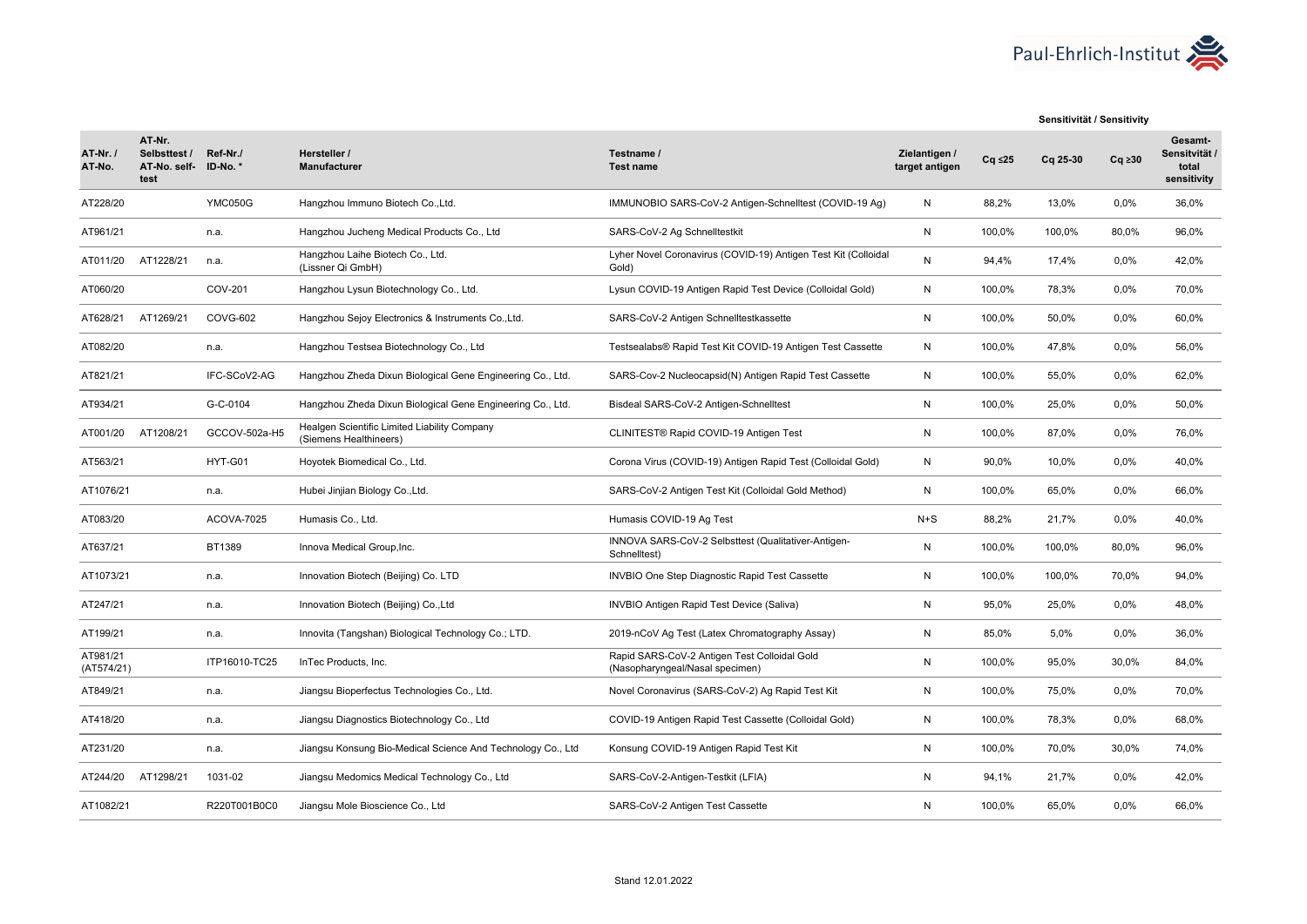| AT-Nr. / AT-No. | AT-Nr. Selbsttest / AT-No. self-test | Ref-Nr./ ID-No. * | Hersteller / Manufacturer | Testname / Test name | Zielantigen / target antigen | Sensitivität / Sensitivity Cq ≤25 | Cq 25-30 | Cq ≥30 | Gesamt-Sensitivität / total sensitivity |
|---|---|---|---|---|---|---|---|---|---|
| AT228/20 | | YMC050G | Hangzhou Immuno Biotech Co.,Ltd. | IMMUNOBIO SARS-CoV-2 Antigen-Schnelltest (COVID-19 Ag) | N | 88,2% | 13,0% | 0,0% | 36,0% |
| AT961/21 | | n.a. | Hangzhou Jucheng Medical Products Co., Ltd | SARS-CoV-2 Ag Schnelltestkit | N | 100,0% | 100,0% | 80,0% | 96,0% |
| AT011/20 | AT1228/21 | n.a. | Hangzhou Laihe Biotech Co., Ltd. (Lissner Qi GmbH) | Lyher Novel Coronavirus (COVID-19) Antigen Test Kit (Colloidal Gold) | N | 94,4% | 17,4% | 0,0% | 42,0% |
| AT060/20 | | COV-201 | Hangzhou Lysun Biotechnology Co., Ltd. | Lysun COVID-19 Antigen Rapid Test Device (Colloidal Gold) | N | 100,0% | 78,3% | 0,0% | 70,0% |
| AT628/21 | AT1269/21 | COVG-602 | Hangzhou Sejoy Electronics & Instruments Co.,Ltd. | SARS-CoV-2 Antigen Schnelltestkassette | N | 100,0% | 50,0% | 0,0% | 60,0% |
| AT082/20 | | n.a. | Hangzhou Testsea Biotechnology Co., Ltd | Testsealabs® Rapid Test Kit COVID-19 Antigen Test Cassette | N | 100,0% | 47,8% | 0,0% | 56,0% |
| AT821/21 | | IFC-SCoV2-AG | Hangzhou Zheda Dixun Biological Gene Engineering Co., Ltd. | SARS-Cov-2 Nucleocapsid(N) Antigen Rapid Test Cassette | N | 100,0% | 55,0% | 0,0% | 62,0% |
| AT934/21 | | G-C-0104 | Hangzhou Zheda Dixun Biological Gene Engineering Co., Ltd. | Bisdeal SARS-CoV-2 Antigen-Schnelltest | N | 100,0% | 25,0% | 0,0% | 50,0% |
| AT001/20 | AT1208/21 | GCCOV-502a-H5 | Healgen Scientific Limited Liability Company (Siemens Healthineers) | CLINITEST® Rapid COVID-19 Antigen Test | N | 100,0% | 87,0% | 0,0% | 76,0% |
| AT563/21 | | HYT-G01 | Hoyotek Biomedical Co., Ltd. | Corona Virus (COVID-19) Antigen Rapid Test (Colloidal Gold) | N | 90,0% | 10,0% | 0,0% | 40,0% |
| AT1076/21 | | n.a. | Hubei Jinjian Biology Co.,Ltd. | SARS-CoV-2 Antigen Test Kit (Colloidal Gold Method) | N | 100,0% | 65,0% | 0,0% | 66,0% |
| AT083/20 | | ACOVA-7025 | Humasis Co., Ltd. | Humasis COVID-19 Ag Test | N+S | 88,2% | 21,7% | 0,0% | 40,0% |
| AT637/21 | | BT1389 | Innova Medical Group,Inc. | INNOVA SARS-CoV-2 Selbsttest (Qualitativer-Antigen-Schnelltest) | N | 100,0% | 100,0% | 80,0% | 96,0% |
| AT1073/21 | | n.a. | Innovation Biotech (Beijing) Co. LTD | INVBIO One Step Diagnostic Rapid Test Cassette | N | 100,0% | 100,0% | 70,0% | 94,0% |
| AT247/21 | | n.a. | Innovation Biotech (Beijing) Co.,Ltd | INVBIO Antigen Rapid Test Device (Saliva) | N | 95,0% | 25,0% | 0,0% | 48,0% |
| AT199/21 | | n.a. | Innovita (Tangshan) Biological Technology Co.; LTD. | 2019-nCoV Ag Test (Latex Chromatography Assay) | N | 85,0% | 5,0% | 0,0% | 36,0% |
| AT981/21 (AT574/21) | | ITP16010-TC25 | InTec Products, Inc. | Rapid SARS-CoV-2 Antigen Test Colloidal Gold (Nasopharyngeal/Nasal specimen) | N | 100,0% | 95,0% | 30,0% | 84,0% |
| AT849/21 | | n.a. | Jiangsu Bioperfectus Technologies Co., Ltd. | Novel Coronavirus (SARS-CoV-2) Ag Rapid Test Kit | N | 100,0% | 75,0% | 0,0% | 70,0% |
| AT418/20 | | n.a. | Jiangsu Diagnostics Biotechnology Co., Ltd | COVID-19 Antigen Rapid Test Cassette (Colloidal Gold) | N | 100,0% | 78,3% | 0,0% | 68,0% |
| AT231/20 | | n.a. | Jiangsu Konsung Bio-Medical Science And Technology Co., Ltd | Konsung COVID-19 Antigen Rapid Test Kit | N | 100,0% | 70,0% | 30,0% | 74,0% |
| AT244/20 | AT1298/21 | 1031-02 | Jiangsu Medomics Medical Technology Co., Ltd | SARS-CoV-2-Antigen-Testkit (LFIA) | N | 94,1% | 21,7% | 0,0% | 42,0% |
| AT1082/21 | | R220T001B0C0 | Jiangsu Mole Bioscience Co., Ltd | SARS-CoV-2 Antigen Test Cassette | N | 100,0% | 65,0% | 0,0% | 66,0% |

Stand 12.01.2022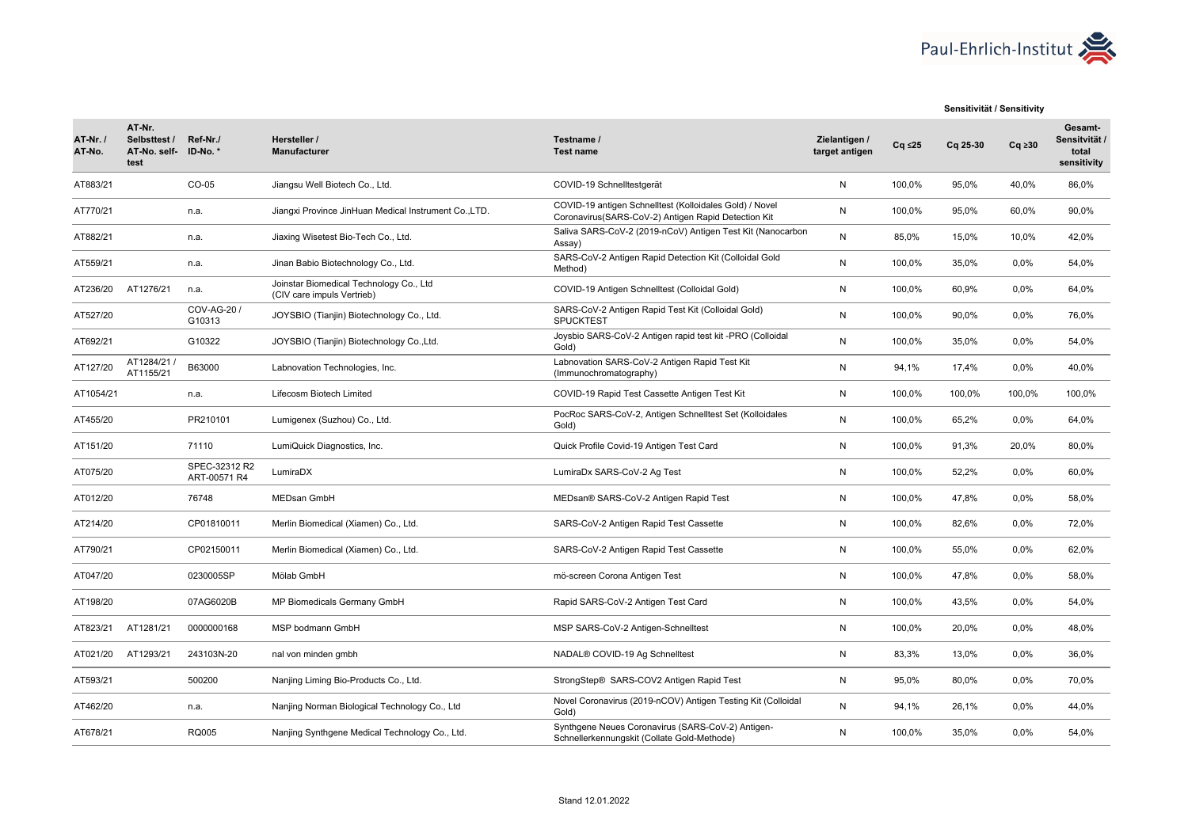| AT-Nr. / AT-No. | AT-Nr. Selbsttest / AT-No. self-test | Ref-Nr./ ID-No. * | Hersteller / Manufacturer | Testname / Test name | Zielantigen / target antigen | Sensitivität / Sensitivity Cq ≤25 | Cq 25-30 | Cq ≥30 | Gesamt-Sensitivität / total sensitivity |
|---|---|---|---|---|---|---|---|---|---|
| AT883/21 | | CO-05 | Jiangsu Well Biotech Co., Ltd. | COVID-19 Schnelltestgerät | N | 100,0% | 95,0% | 40,0% | 86,0% |
| AT770/21 | | n.a. | Jiangxi Province JinHuan Medical Instrument Co.,LTD. | COVID-19 antigen Schnelltest (Kolloidales Gold) / Novel Coronavirus(SARS-CoV-2) Antigen Rapid Detection Kit | N | 100,0% | 95,0% | 60,0% | 90,0% |
| AT882/21 | | n.a. | Jiaxing Wisetest Bio-Tech Co., Ltd. | Saliva SARS-CoV-2 (2019-nCoV) Antigen Test Kit (Nanocarbon Assay) | N | 85,0% | 15,0% | 10,0% | 42,0% |
| AT559/21 | | n.a. | Jinan Babio Biotechnology Co., Ltd. | SARS-CoV-2 Antigen Rapid Detection Kit (Colloidal Gold Method) | N | 100,0% | 35,0% | 0,0% | 54,0% |
| AT236/20 | AT1276/21 | n.a. | Joinstar Biomedical Technology Co., Ltd (CIV care impuls Vertrieb) | COVID-19 Antigen Schnelltest (Colloidal Gold) | N | 100,0% | 60,9% | 0,0% | 64,0% |
| AT527/20 | | COV-AG-20 / G10313 | JOYSBIO (Tianjin) Biotechnology Co., Ltd. | SARS-CoV-2 Antigen Rapid Test Kit (Colloidal Gold) SPUCKTEST | N | 100,0% | 90,0% | 0,0% | 76,0% |
| AT692/21 | | G10322 | JOYSBIO (Tianjin) Biotechnology Co.,Ltd. | Joysbio SARS-CoV-2 Antigen rapid test kit -PRO (Colloidal Gold) | N | 100,0% | 35,0% | 0,0% | 54,0% |
| AT127/20 | AT1284/21 / AT1155/21 | B63000 | Labnovation Technologies, Inc. | Labnovation SARS-CoV-2 Antigen Rapid Test Kit (Immunochromatography) | N | 94,1% | 17,4% | 0,0% | 40,0% |
| AT1054/21 | | n.a. | Lifecosm Biotech Limited | COVID-19 Rapid Test Cassette Antigen Test Kit | N | 100,0% | 100,0% | 100,0% | 100,0% |
| AT455/20 | | PR210101 | Lumigenex (Suzhou) Co., Ltd. | PocRoc SARS-CoV-2, Antigen Schnelltest Set (Kolloidales Gold) | N | 100,0% | 65,2% | 0,0% | 64,0% |
| AT151/20 | | 71110 | LumiQuick Diagnostics, Inc. | Quick Profile Covid-19 Antigen Test Card | N | 100,0% | 91,3% | 20,0% | 80,0% |
| AT075/20 | | SPEC-32312 R2 ART-00571 R4 | LumiraDX | LumiraDx SARS-CoV-2 Ag Test | N | 100,0% | 52,2% | 0,0% | 60,0% |
| AT012/20 | | 76748 | MEDsan GmbH | MEDsan® SARS-CoV-2 Antigen Rapid Test | N | 100,0% | 47,8% | 0,0% | 58,0% |
| AT214/20 | | CP01810011 | Merlin Biomedical (Xiamen) Co., Ltd. | SARS-CoV-2 Antigen Rapid Test Cassette | N | 100,0% | 82,6% | 0,0% | 72,0% |
| AT790/21 | | CP02150011 | Merlin Biomedical (Xiamen) Co., Ltd. | SARS-CoV-2 Antigen Rapid Test Cassette | N | 100,0% | 55,0% | 0,0% | 62,0% |
| AT047/20 | | 0230005SP | Mölab GmbH | mö-screen Corona Antigen Test | N | 100,0% | 47,8% | 0,0% | 58,0% |
| AT198/20 | | 07AG6020B | MP Biomedicals Germany GmbH | Rapid SARS-CoV-2 Antigen Test Card | N | 100,0% | 43,5% | 0,0% | 54,0% |
| AT823/21 | AT1281/21 | 0000000168 | MSP bodmann GmbH | MSP SARS-CoV-2 Antigen-Schnelltest | N | 100,0% | 20,0% | 0,0% | 48,0% |
| AT021/20 | AT1293/21 | 243103N-20 | nal von minden gmbh | NADAL® COVID-19 Ag Schnelltest | N | 83,3% | 13,0% | 0,0% | 36,0% |
| AT593/21 | | 500200 | Nanjing Liming Bio-Products Co., Ltd. | StrongStep® SARS-COV2 Antigen Rapid Test | N | 95,0% | 80,0% | 0,0% | 70,0% |
| AT462/20 | | n.a. | Nanjing Norman Biological Technology Co., Ltd | Novel Coronavirus (2019-nCOV) Antigen Testing Kit (Colloidal Gold) | N | 94,1% | 26,1% | 0,0% | 44,0% |
| AT678/21 | | RQ005 | Nanjing Synthgene Medical Technology Co., Ltd. | Synthgene Neues Coronavirus (SARS-CoV-2) Antigen-Schnellerkennungskit (Collate Gold-Methode) | N | 100,0% | 35,0% | 0,0% | 54,0% |

Stand 12.01.2022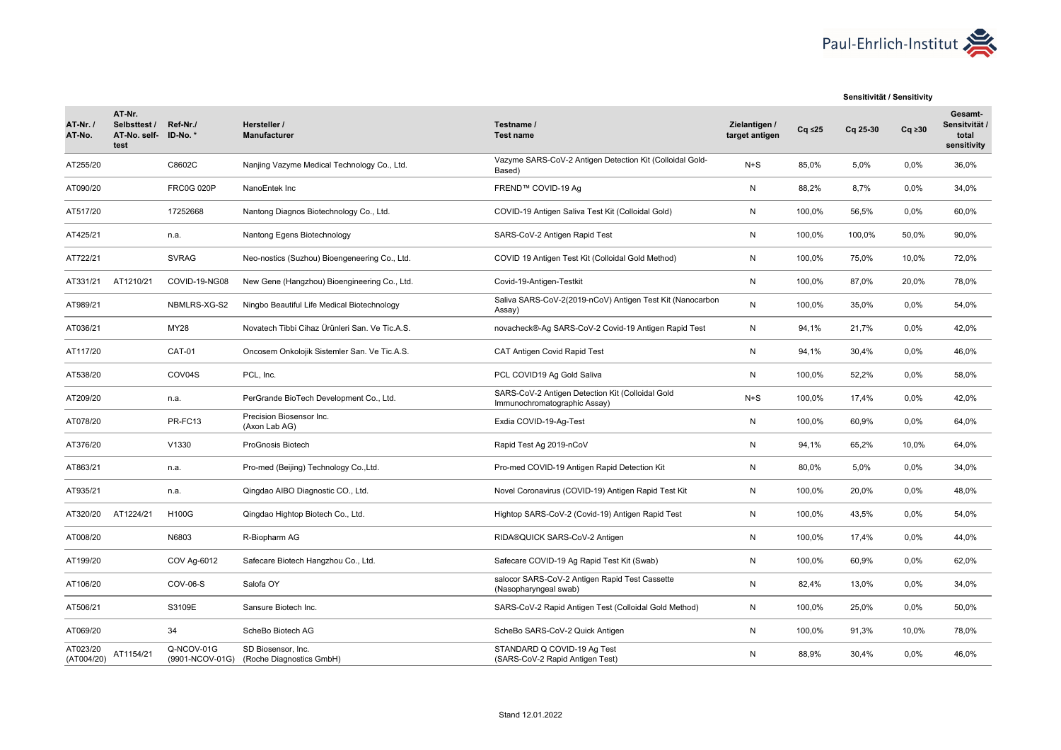| AT-Nr. / AT-No. | AT-Nr. Selbsttest / AT-No. self-test | Ref-Nr./ ID-No. * | Hersteller / Manufacturer | Testname / Test name | Zielantigen / target antigen | Sensitivität / Sensitivity Cq ≤25 | Cq 25-30 | Cq ≥30 | Gesamt-Sensitivität / total sensitivity |
|---|---|---|---|---|---|---|---|---|---|
| AT255/20 | | C8602C | Nanjing Vazyme Medical Technology Co., Ltd. | Vazyme SARS-CoV-2 Antigen Detection Kit (Colloidal Gold-Based) | N+S | 85,0% | 5,0% | 0,0% | 36,0% |
| AT090/20 | | FRC0G 020P | NanoEntek Inc | FREND™ COVID-19 Ag | N | 88,2% | 8,7% | 0,0% | 34,0% |
| AT517/20 | | 17252668 | Nantong Diagnos Biotechnology Co., Ltd. | COVID-19 Antigen Saliva Test Kit (Colloidal Gold) | N | 100,0% | 56,5% | 0,0% | 60,0% |
| AT425/21 | | n.a. | Nantong Egens Biotechnology | SARS-CoV-2 Antigen Rapid Test | N | 100,0% | 100,0% | 50,0% | 90,0% |
| AT722/21 | | SVRAG | Neo-nostics (Suzhou) Bioengeneering Co., Ltd. | COVID 19 Antigen Test Kit (Colloidal Gold Method) | N | 100,0% | 75,0% | 10,0% | 72,0% |
| AT331/21 | AT1210/21 | COVID-19-NG08 | New Gene (Hangzhou) Bioengineering Co., Ltd. | Covid-19-Antigen-Testkit | N | 100,0% | 87,0% | 20,0% | 78,0% |
| AT989/21 | | NBMLRS-XG-S2 | Ningbo Beautiful Life Medical Biotechnology | Saliva SARS-CoV-2(2019-nCoV) Antigen Test Kit (Nanocarbon Assay) | N | 100,0% | 35,0% | 0,0% | 54,0% |
| AT036/21 | | MY28 | Novatech Tibbi Cihaz Ürünleri San. Ve Tic.A.S. | novacheck®-Ag SARS-CoV-2 Covid-19 Antigen Rapid Test | N | 94,1% | 21,7% | 0,0% | 42,0% |
| AT117/20 | | CAT-01 | Oncosem Onkolojik Sistemler San. Ve Tic.A.S. | CAT Antigen Covid Rapid Test | N | 94,1% | 30,4% | 0,0% | 46,0% |
| AT538/20 | | COV04S | PCL, Inc. | PCL COVID19 Ag Gold Saliva | N | 100,0% | 52,2% | 0,0% | 58,0% |
| AT209/20 | | n.a. | PerGrande BioTech Development Co., Ltd. | SARS-CoV-2 Antigen Detection Kit (Colloidal Gold Immunochromatographic Assay) | N+S | 100,0% | 17,4% | 0,0% | 42,0% |
| AT078/20 | | PR-FC13 | Precision Biosensor Inc. (Axon Lab AG) | Exdia COVID-19-Ag-Test | N | 100,0% | 60,9% | 0,0% | 64,0% |
| AT376/20 | | V1330 | ProGnosis Biotech | Rapid Test Ag 2019-nCoV | N | 94,1% | 65,2% | 10,0% | 64,0% |
| AT863/21 | | n.a. | Pro-med (Beijing) Technology Co.,Ltd. | Pro-med COVID-19 Antigen Rapid Detection Kit | N | 80,0% | 5,0% | 0,0% | 34,0% |
| AT935/21 | | n.a. | Qingdao AIBO Diagnostic CO., Ltd. | Novel Coronavirus (COVID-19) Antigen Rapid Test Kit | N | 100,0% | 20,0% | 0,0% | 48,0% |
| AT320/20 | AT1224/21 | H100G | Qingdao Hightop Biotech Co., Ltd. | Hightop SARS-CoV-2 (Covid-19) Antigen Rapid Test | N | 100,0% | 43,5% | 0,0% | 54,0% |
| AT008/20 | | N6803 | R-Biopharm AG | RIDA®QUICK SARS-CoV-2 Antigen | N | 100,0% | 17,4% | 0,0% | 44,0% |
| AT199/20 | | COV Ag-6012 | Safecare Biotech Hangzhou Co., Ltd. | Safecare COVID-19 Ag Rapid Test Kit (Swab) | N | 100,0% | 60,9% | 0,0% | 62,0% |
| AT106/20 | | COV-06-S | Salofa OY | salocor SARS-CoV-2 Antigen Rapid Test Cassette (Nasopharyngeal swab) | N | 82,4% | 13,0% | 0,0% | 34,0% |
| AT506/21 | | S3109E | Sansure Biotech Inc. | SARS-CoV-2 Rapid Antigen Test (Colloidal Gold Method) | N | 100,0% | 25,0% | 0,0% | 50,0% |
| AT069/20 | | 34 | ScheBo Biotech AG | ScheBo SARS-CoV-2 Quick Antigen | N | 100,0% | 91,3% | 10,0% | 78,0% |
| AT023/20 (AT004/20) | AT1154/21 | Q-NCOV-01G (9901-NCOV-01G) | SD Biosensor, Inc. (Roche Diagnostics GmbH) | STANDARD Q COVID-19 Ag Test (SARS-CoV-2 Rapid Antigen Test) | N | 88,9% | 30,4% | 0,0% | 46,0% |

Stand 12.01.2022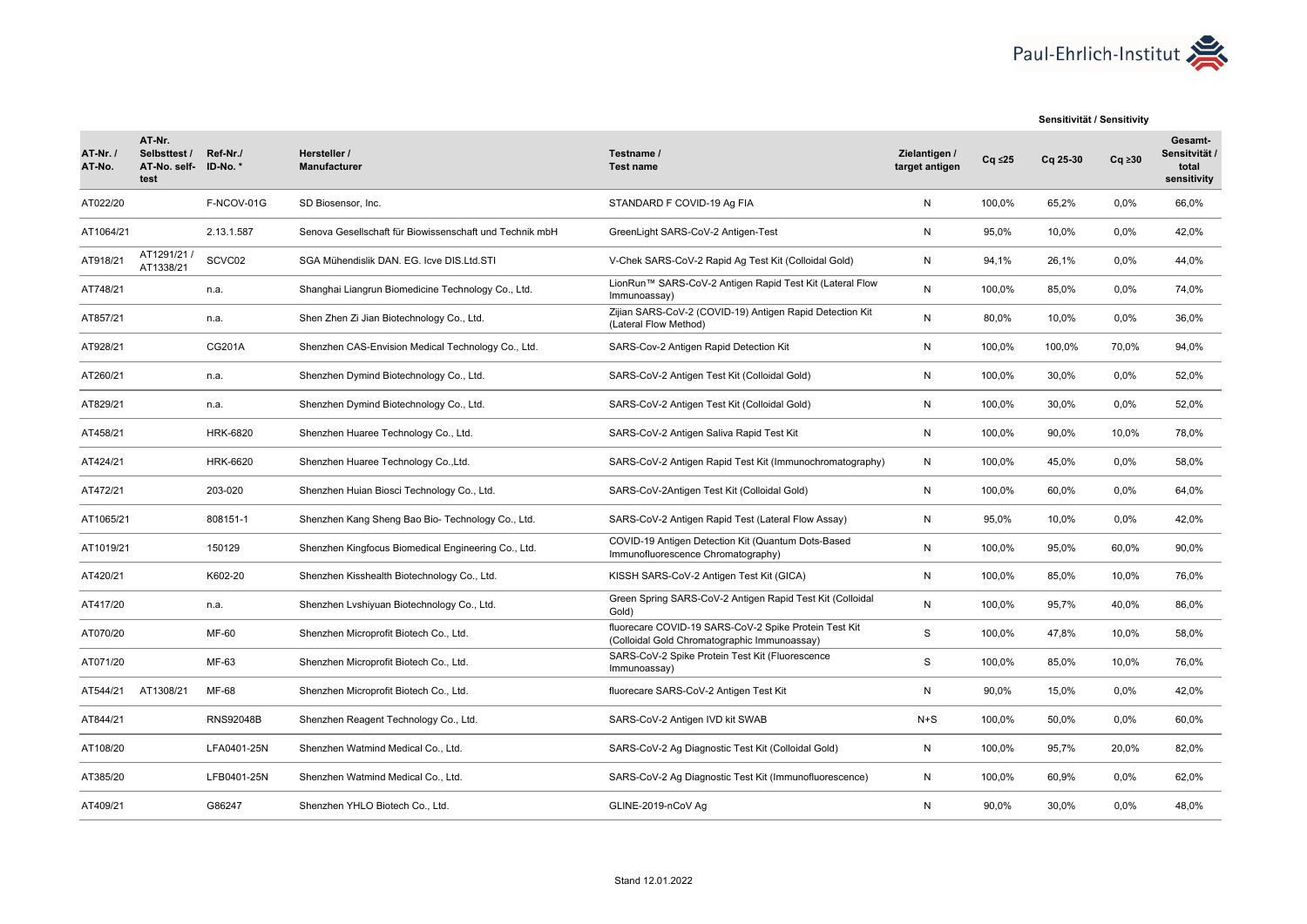| AT-Nr. / AT-No. | AT-Nr. Selbsttest / AT-No. self-test | Ref-Nr./ ID-No. * | Hersteller / Manufacturer | Testname / Test name | Zielantigen / target antigen | Sensitivität / Sensitivity Cq ≤25 | Cq 25-30 | Cq ≥30 | Gesamt-Sensitivität / total sensitivity |
|---|---|---|---|---|---|---|---|---|---|
| AT022/20 | | F-NCOV-01G | SD Biosensor, Inc. | STANDARD F COVID-19 Ag FIA | N | 100,0% | 65,2% | 0,0% | 66,0% |
| AT1064/21 | | 2.13.1.587 | Senova Gesellschaft für Biowissenschaft und Technik mbH | GreenLight SARS-CoV-2 Antigen-Test | N | 95,0% | 10,0% | 0,0% | 42,0% |
| AT918/21 | AT1291/21 / AT1338/21 | SCVC02 | SGA Mühendislik DAN. EG. Icve DIS.Ltd.STI | V-Chek SARS-CoV-2 Rapid Ag Test Kit (Colloidal Gold) | N | 94,1% | 26,1% | 0,0% | 44,0% |
| AT748/21 | | n.a. | Shanghai Liangrun Biomedicine Technology Co., Ltd. | LionRun™ SARS-CoV-2 Antigen Rapid Test Kit (Lateral Flow Immunoassay) | N | 100,0% | 85,0% | 0,0% | 74,0% |
| AT857/21 | | n.a. | Shen Zhen Zi Jian Biotechnology Co., Ltd. | Zijian SARS-CoV-2 (COVID-19) Antigen Rapid Detection Kit (Lateral Flow Method) | N | 80,0% | 10,0% | 0,0% | 36,0% |
| AT928/21 | | CG201A | Shenzhen CAS-Envision Medical Technology Co., Ltd. | SARS-Cov-2 Antigen Rapid Detection Kit | N | 100,0% | 100,0% | 70,0% | 94,0% |
| AT260/21 | | n.a. | Shenzhen Dymind Biotechnology Co., Ltd. | SARS-CoV-2 Antigen Test Kit (Colloidal Gold) | N | 100,0% | 30,0% | 0,0% | 52,0% |
| AT829/21 | | n.a. | Shenzhen Dymind Biotechnology Co., Ltd. | SARS-CoV-2 Antigen Test Kit (Colloidal Gold) | N | 100,0% | 30,0% | 0,0% | 52,0% |
| AT458/21 | | HRK-6820 | Shenzhen Huaree Technology Co., Ltd. | SARS-CoV-2 Antigen Saliva Rapid Test Kit | N | 100,0% | 90,0% | 10,0% | 78,0% |
| AT424/21 | | HRK-6620 | Shenzhen Huaree Technology Co.,Ltd. | SARS-CoV-2 Antigen Rapid Test Kit (Immunochromatography) | N | 100,0% | 45,0% | 0,0% | 58,0% |
| AT472/21 | | 203-020 | Shenzhen Huian Biosci Technology Co., Ltd. | SARS-CoV-2Antigen Test Kit (Colloidal Gold) | N | 100,0% | 60,0% | 0,0% | 64,0% |
| AT1065/21 | | 808151-1 | Shenzhen Kang Sheng Bao Bio- Technology Co., Ltd. | SARS-CoV-2 Antigen Rapid Test (Lateral Flow Assay) | N | 95,0% | 10,0% | 0,0% | 42,0% |
| AT1019/21 | | 150129 | Shenzhen Kingfocus Biomedical Engineering Co., Ltd. | COVID-19 Antigen Detection Kit (Quantum Dots-Based Immunofluorescence Chromatography) | N | 100,0% | 95,0% | 60,0% | 90,0% |
| AT420/21 | | K602-20 | Shenzhen Kisshealth Biotechnology Co., Ltd. | KISSH SARS-CoV-2 Antigen Test Kit (GICA) | N | 100,0% | 85,0% | 10,0% | 76,0% |
| AT417/20 | | n.a. | Shenzhen Lvshiyuan Biotechnology Co., Ltd. | Green Spring SARS-CoV-2 Antigen Rapid Test Kit (Colloidal Gold) | N | 100,0% | 95,7% | 40,0% | 86,0% |
| AT070/20 | | MF-60 | Shenzhen Microprofit Biotech Co., Ltd. | fluorecare COVID-19 SARS-CoV-2 Spike Protein Test Kit (Colloidal Gold Chromatographic Immunoassay) | S | 100,0% | 47,8% | 10,0% | 58,0% |
| AT071/20 | | MF-63 | Shenzhen Microprofit Biotech Co., Ltd. | SARS-CoV-2 Spike Protein Test Kit (Fluorescence Immunoassay) | S | 100,0% | 85,0% | 10,0% | 76,0% |
| AT544/21 | AT1308/21 | MF-68 | Shenzhen Microprofit Biotech Co., Ltd. | fluorecare SARS-CoV-2 Antigen Test Kit | N | 90,0% | 15,0% | 0,0% | 42,0% |
| AT844/21 | | RNS92048B | Shenzhen Reagent Technology Co., Ltd. | SARS-CoV-2 Antigen IVD kit SWAB | N+S | 100,0% | 50,0% | 0,0% | 60,0% |
| AT108/20 | | LFA0401-25N | Shenzhen Watmind Medical Co., Ltd. | SARS-CoV-2 Ag Diagnostic Test Kit (Colloidal Gold) | N | 100,0% | 95,7% | 20,0% | 82,0% |
| AT385/20 | | LFB0401-25N | Shenzhen Watmind Medical Co., Ltd. | SARS-CoV-2 Ag Diagnostic Test Kit (Immunofluorescence) | N | 100,0% | 60,9% | 0,0% | 62,0% |
| AT409/21 | | G86247 | Shenzhen YHLO Biotech Co., Ltd. | GLINE-2019-nCoV Ag | N | 90,0% | 30,0% | 0,0% | 48,0% |

Stand 12.01.2022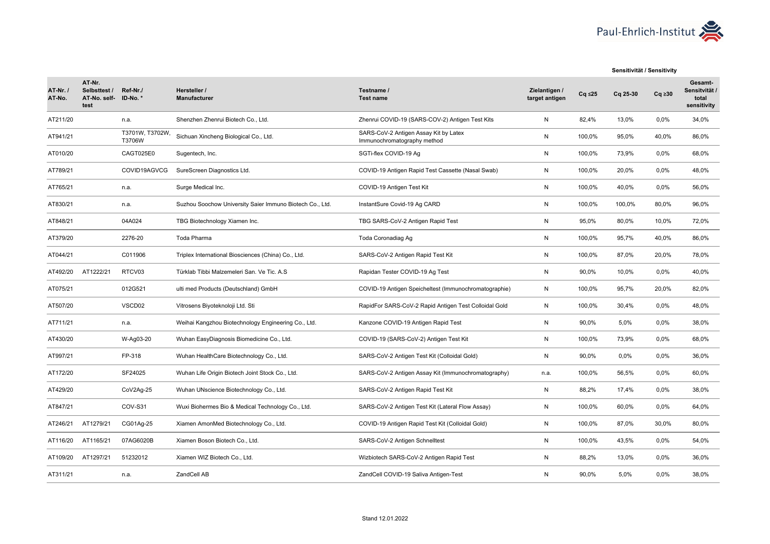| AT-Nr. / AT-No. | AT-Nr. Selbsttest / AT-No. self-test | Ref-Nr./ ID-No. * | Hersteller / Manufacturer | Testname / Test name | Zielantigen / target antigen | Sensitivität / Sensitivity Cq ≤25 | Cq 25-30 | Cq ≥30 | Gesamt-Sensitivität / total sensitivity |
|---|---|---|---|---|---|---|---|---|---|
| AT211/20 | | n.a. | Shenzhen Zhenrui Biotech Co., Ltd. | Zhenrui COVID-19 (SARS-COV-2) Antigen Test Kits | N | 82,4% | 13,0% | 0,0% | 34,0% |
| AT941/21 | | T3701W, T3702W, T3706W | Sichuan Xincheng Biological Co., Ltd. | SARS-CoV-2 Antigen Assay Kit by Latex Immunochromatography method | N | 100,0% | 95,0% | 40,0% | 86,0% |
| AT010/20 | | CAGT025E0 | Sugentech, Inc. | SGTi-flex COVID-19 Ag | N | 100,0% | 73,9% | 0,0% | 68,0% |
| AT789/21 | | COVID19AGVCG | SureScreen Diagnostics Ltd. | COVID-19 Antigen Rapid Test Cassette (Nasal Swab) | N | 100,0% | 20,0% | 0,0% | 48,0% |
| AT765/21 | | n.a. | Surge Medical Inc. | COVID-19 Antigen Test Kit | N | 100,0% | 40,0% | 0,0% | 56,0% |
| AT830/21 | | n.a. | Suzhou Soochow University Saier Immuno Biotech Co., Ltd. | InstantSure Covid-19 Ag CARD | N | 100,0% | 100,0% | 80,0% | 96,0% |
| AT848/21 | | 04A024 | TBG Biotechnology Xiamen Inc. | TBG SARS-CoV-2 Antigen Rapid Test | N | 95,0% | 80,0% | 10,0% | 72,0% |
| AT379/20 | | 2276-20 | Toda Pharma | Toda Coronadiag Ag | N | 100,0% | 95,7% | 40,0% | 86,0% |
| AT044/21 | | C011906 | Triplex International Biosciences (China) Co., Ltd. | SARS-CoV-2 Antigen Rapid Test Kit | N | 100,0% | 87,0% | 20,0% | 78,0% |
| AT492/20 | AT1222/21 | RTCV03 | Türklab Tibbi Malzemeleri San. Ve Tic. A.S | Rapidan Tester COVID-19 Ag Test | N | 90,0% | 10,0% | 0,0% | 40,0% |
| AT075/21 | | 012G521 | ulti med Products (Deutschland) GmbH | COVID-19 Antigen Speicheltest (Immunochromatographie) | N | 100,0% | 95,7% | 20,0% | 82,0% |
| AT507/20 | | VSCD02 | Vitrosens Biyoteknoloji Ltd. Sti | RapidFor SARS-CoV-2 Rapid Antigen Test Colloidal Gold | N | 100,0% | 30,4% | 0,0% | 48,0% |
| AT711/21 | | n.a. | Weihai Kangzhou Biotechnology Engineering Co., Ltd. | Kanzone COVID-19 Antigen Rapid Test | N | 90,0% | 5,0% | 0,0% | 38,0% |
| AT430/20 | | W-Ag03-20 | Wuhan EasyDiagnosis Biomedicine Co., Ltd. | COVID-19 (SARS-CoV-2) Antigen Test Kit | N | 100,0% | 73,9% | 0,0% | 68,0% |
| AT997/21 | | FP-318 | Wuhan HealthCare Biotechnology Co., Ltd. | SARS-CoV-2 Antigen Test Kit (Colloidal Gold) | N | 90,0% | 0,0% | 0,0% | 36,0% |
| AT172/20 | | SF24025 | Wuhan Life Origin Biotech Joint Stock Co., Ltd. | SARS-CoV-2 Antigen Assay Kit (Immunochromatography) | n.a. | 100,0% | 56,5% | 0,0% | 60,0% |
| AT429/20 | | CoV2Ag-25 | Wuhan UNscience Biotechnology Co., Ltd. | SARS-CoV-2 Antigen Rapid Test Kit | N | 88,2% | 17,4% | 0,0% | 38,0% |
| AT847/21 | | COV-S31 | Wuxi Biohermes Bio & Medical Technology Co., Ltd. | SARS-CoV-2 Antigen Test Kit (Lateral Flow Assay) | N | 100,0% | 60,0% | 0,0% | 64,0% |
| AT246/21 | AT1279/21 | CG01Ag-25 | Xiamen AmonMed Biotechnology Co., Ltd. | COVID-19 Antigen Rapid Test Kit (Colloidal Gold) | N | 100,0% | 87,0% | 30,0% | 80,0% |
| AT116/20 | AT1165/21 | 07AG6020B | Xiamen Boson Biotech Co., Ltd. | SARS-CoV-2 Antigen Schnelltest | N | 100,0% | 43,5% | 0,0% | 54,0% |
| AT109/20 | AT1297/21 | 51232012 | Xiamen WIZ Biotech Co., Ltd. | Wizbiotech SARS-CoV-2 Antigen Rapid Test | N | 88,2% | 13,0% | 0,0% | 36,0% |
| AT311/21 | | n.a. | ZandCell AB | ZandCell COVID-19 Saliva Antigen-Test | N | 90,0% | 5,0% | 0,0% | 38,0% |

Stand 12.01.2022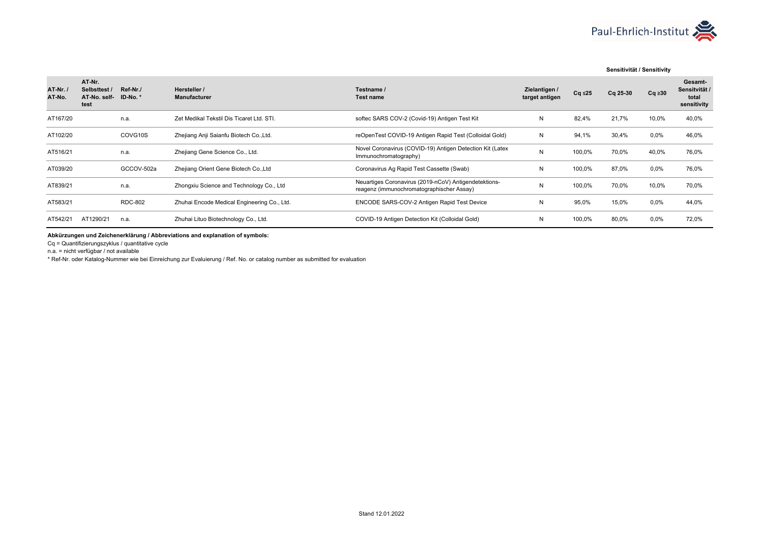| AT-Nr. / AT-No. | AT-Nr. Selbsttest / AT-No. self-test | Ref-Nr./ ID-No. * | Hersteller / Manufacturer | Testname / Test name | Zielantigen / target antigen | Sensitivität / Sensitivity Cq ≤25 | Cq 25-30 | Cq ≥30 | Gesamt-Sensitivität / total sensitivity |
|---|---|---|---|---|---|---|---|---|---|
| AT167/20 | | n.a. | Zet Medikal Tekstil Dis Ticaret Ltd. STI. | softec SARS COV-2 (Covid-19) Antigen Test Kit | N | 82,4% | 21,7% | 10,0% | 40,0% |
| AT102/20 | | COVG10S | Zhejiang Anji Saianfu Biotech Co.,Ltd. | reOpenTest COVID-19 Antigen Rapid Test (Colloidal Gold) | N | 94,1% | 30,4% | 0,0% | 46,0% |
| AT516/21 | | n.a. | Zhejiang Gene Science Co., Ltd. | Novel Coronavirus (COVID-19) Antigen Detection Kit (Latex Immunochromatography) | N | 100,0% | 70,0% | 40,0% | 76,0% |
| AT039/20 | | GCCOV-502a | Zhejiang Orient Gene Biotech Co.,Ltd | Coronavirus Ag Rapid Test Cassette (Swab) | N | 100,0% | 87,0% | 0,0% | 76,0% |
| AT839/21 | | n.a. | Zhongxiu Science and Technology Co., Ltd | Neuartiges Coronavirus (2019-nCoV) Antigendetektions-reagenz (immunochromatographischer Assay) | N | 100,0% | 70,0% | 10,0% | 70,0% |
| AT583/21 | | RDC-802 | Zhuhai Encode Medical Engineering Co., Ltd. | ENCODE SARS-COV-2 Antigen Rapid Test Device | N | 95,0% | 15,0% | 0,0% | 44,0% |
| AT542/21 | AT1290/21 | n.a. | Zhuhai Lituo Biotechnology Co., Ltd. | COVID-19 Antigen Detection Kit (Colloidal Gold) | N | 100,0% | 80,0% | 0,0% | 72,0% |

**Abkürzungen und Zeichenerklärung / Abbreviations and explanation of symbols:**

Cq = Quantifizierungszyklus / quantitative cycle

n.a. = nicht verfügbar / not available

* Ref-Nr. oder Katalog-Nummer wie bei Einreichung zur Evaluierung / Ref. No. or catalog number as submitted for evaluation

Stand 12.01.2022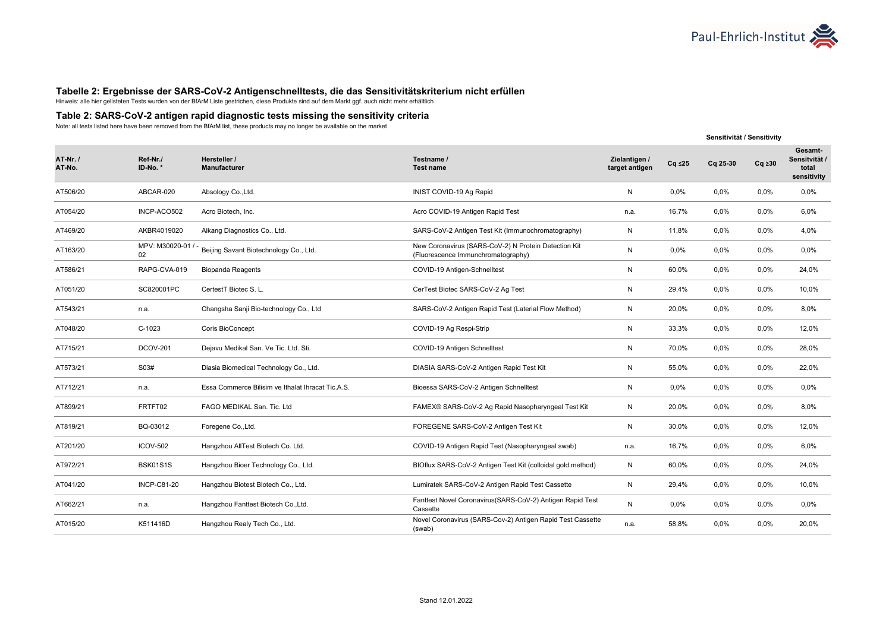## Tabelle 2: Ergebnisse der SARS-CoV-2 Antigenschnelltests, die das Sensitivitätskriterium nicht erfüllen

Hinweis: alle hier gelisteten Tests wurden von der BfArM Liste gestrichen, diese Produkte sind auf dem Markt ggf. auch nicht mehr erhältlich

## Table 2: SARS-CoV-2 antigen rapid diagnostic tests missing the sensitivity criteria

Note: all tests listed here have been removed from the BfArM list, these products may no longer be available on the market

| AT-Nr. / AT-No. | Ref-Nr./ ID-No. * | Hersteller / Manufacturer | Testname / Test name | Zielantigen / target antigen | Sensitivität / Sensitivity Cq ≤25 | Cq 25-30 | Cq ≥30 | Gesamt-Sensitvität / total sensitivity |
|---|---|---|---|---|---|---|---|---|
| AT506/20 | ABCAR-020 | Absology Co.,Ltd. | INIST COVID-19 Ag Rapid | N | 0,0% | 0,0% | 0,0% | 0,0% |
| AT054/20 | INCP-ACO502 | Acro Biotech, Inc. | Acro COVID-19 Antigen Rapid Test | n.a. | 16,7% | 0,0% | 0,0% | 6,0% |
| AT469/20 | AKBR4019020 | Aikang Diagnostics Co., Ltd. | SARS-CoV-2 Antigen Test Kit (Immunochromatography) | N | 11,8% | 0,0% | 0,0% | 4,0% |
| AT163/20 | MPV: M30020-01 / -02 | Beijing Savant Biotechnology Co., Ltd. | New Coronavirus (SARS-CoV-2) N Protein Detection Kit (Fluorescence Immunchromatography) | N | 0,0% | 0,0% | 0,0% | 0,0% |
| AT586/21 | RAPG-CVA-019 | Biopanda Reagents | COVID-19 Antigen-Schnelltest | N | 60,0% | 0,0% | 0,0% | 24,0% |
| AT051/20 | SC820001PC | CertestT Biotec S. L. | CerTest Biotec SARS-CoV-2 Ag Test | N | 29,4% | 0,0% | 0,0% | 10,0% |
| AT543/21 | n.a. | Changsha Sanji Bio-technology Co., Ltd | SARS-CoV-2 Antigen Rapid Test (Laterial Flow Method) | N | 20,0% | 0,0% | 0,0% | 8,0% |
| AT048/20 | C-1023 | Coris BioConcept | COVID-19 Ag Respi-Strip | N | 33,3% | 0,0% | 0,0% | 12,0% |
| AT715/21 | DCOV-201 | Dejavu Medikal San. Ve Tic. Ltd. Sti. | COVID-19 Antigen Schnelltest | N | 70,0% | 0,0% | 0,0% | 28,0% |
| AT573/21 | S03# | Diasia Biomedical Technology Co., Ltd. | DIASIA SARS-CoV-2 Antigen Rapid Test Kit | N | 55,0% | 0,0% | 0,0% | 22,0% |
| AT712/21 | n.a. | Essa Commerce Bilisim ve Ithalat Ihracat Tic.A.S. | Bioessa SARS-CoV-2 Antigen Schnelltest | N | 0,0% | 0,0% | 0,0% | 0,0% |
| AT899/21 | FRTFT02 | FAGO MEDIKAL San. Tic. Ltd | FAMEX® SARS-CoV-2 Ag Rapid Nasopharyngeal Test Kit | N | 20,0% | 0,0% | 0,0% | 8,0% |
| AT819/21 | BQ-03012 | Foregene Co.,Ltd. | FOREGENE SARS-CoV-2 Antigen Test Kit | N | 30,0% | 0,0% | 0,0% | 12,0% |
| AT201/20 | ICOV-502 | Hangzhou AllTest Biotech Co. Ltd. | COVID-19 Antigen Rapid Test (Nasopharyngeal swab) | n.a. | 16,7% | 0,0% | 0,0% | 6,0% |
| AT972/21 | BSK01S1S | Hangzhou Bioer Technology Co., Ltd. | BIOflux SARS-CoV-2 Antigen Test Kit (colloidal gold method) | N | 60,0% | 0,0% | 0,0% | 24,0% |
| AT041/20 | INCP-C81-20 | Hangzhou Biotest Biotech Co., Ltd. | Lumiratek SARS-CoV-2 Antigen Rapid Test Cassette | N | 29,4% | 0,0% | 0,0% | 10,0% |
| AT662/21 | n.a. | Hangzhou Fanttest Biotech Co.,Ltd. | Fanttest Novel Coronavirus(SARS-CoV-2) Antigen Rapid Test Cassette | N | 0,0% | 0,0% | 0,0% | 0,0% |
| AT015/20 | K511416D | Hangzhou Realy Tech Co., Ltd. | Novel Coronavirus (SARS-Cov-2) Antigen Rapid Test Cassette (swab) | n.a. | 58,8% | 0,0% | 0,0% | 20,0% |

Stand 12.01.2022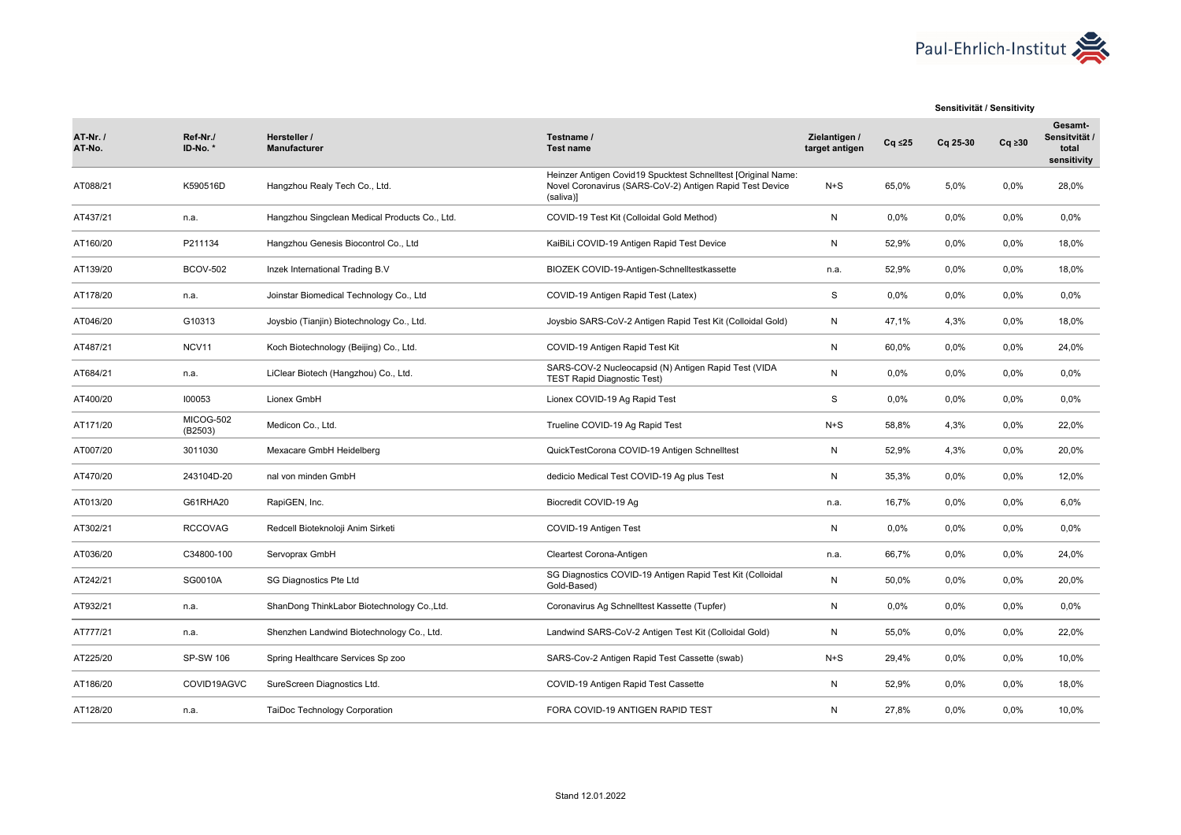| AT-Nr. / AT-No. | Ref-Nr./ ID-No. * | Hersteller / Manufacturer | Testname / Test name | Zielantigen / target antigen | Sensitivität / Sensitivity Cq ≤25 | Cq 25-30 | Cq ≥30 | Gesamt-Sensitivität / total sensitivity |
|---|---|---|---|---|---|---|---|---|
| AT088/21 | K590516D | Hangzhou Realy Tech Co., Ltd. | Heinzer Antigen Covid19 Spucktest Schnelltest [Original Name: Novel Coronavirus (SARS-CoV-2) Antigen Rapid Test Device (saliva)] | N+S | 65,0% | 5,0% | 0,0% | 28,0% |
| AT437/21 | n.a. | Hangzhou Singclean Medical Products Co., Ltd. | COVID-19 Test Kit (Colloidal Gold Method) | N | 0,0% | 0,0% | 0,0% | 0,0% |
| AT160/20 | P211134 | Hangzhou Genesis Biocontrol Co., Ltd | KaiBiLi COVID-19 Antigen Rapid Test Device | N | 52,9% | 0,0% | 0,0% | 18,0% |
| AT139/20 | BCOV-502 | Inzek International Trading B.V | BIOZEK COVID-19-Antigen-Schnelltestkassette | n.a. | 52,9% | 0,0% | 0,0% | 18,0% |
| AT178/20 | n.a. | Joinstar Biomedical Technology Co., Ltd | COVID-19 Antigen Rapid Test (Latex) | S | 0,0% | 0,0% | 0,0% | 0,0% |
| AT046/20 | G10313 | Joysbio (Tianjin) Biotechnology Co., Ltd. | Joysbio SARS-CoV-2 Antigen Rapid Test Kit (Colloidal Gold) | N | 47,1% | 4,3% | 0,0% | 18,0% |
| AT487/21 | NCV11 | Koch Biotechnology (Beijing) Co., Ltd. | COVID-19 Antigen Rapid Test Kit | N | 60,0% | 0,0% | 0,0% | 24,0% |
| AT684/21 | n.a. | LiClear Biotech (Hangzhou) Co., Ltd. | SARS-COV-2 Nucleocapsid (N) Antigen Rapid Test (VIDA TEST Rapid Diagnostic Test) | N | 0,0% | 0,0% | 0,0% | 0,0% |
| AT400/20 | I00053 | Lionex GmbH | Lionex COVID-19 Ag Rapid Test | S | 0,0% | 0,0% | 0,0% | 0,0% |
| AT171/20 | MICOG-502 (B2503) | Medicon Co., Ltd. | Trueline COVID-19 Ag Rapid Test | N+S | 58,8% | 4,3% | 0,0% | 22,0% |
| AT007/20 | 3011030 | Mexacare GmbH Heidelberg | QuickTestCorona COVID-19 Antigen Schnelltest | N | 52,9% | 4,3% | 0,0% | 20,0% |
| AT470/20 | 243104D-20 | nal von minden GmbH | dedicio Medical Test COVID-19 Ag plus Test | N | 35,3% | 0,0% | 0,0% | 12,0% |
| AT013/20 | G61RHA20 | RapiGEN, Inc. | Biocredit COVID-19 Ag | n.a. | 16,7% | 0,0% | 0,0% | 6,0% |
| AT302/21 | RCCOVAG | Redcell Bioteknoloji Anim Sirketi | COVID-19 Antigen Test | N | 0,0% | 0,0% | 0,0% | 0,0% |
| AT036/20 | C34800-100 | Servoprax GmbH | Cleartest Corona-Antigen | n.a. | 66,7% | 0,0% | 0,0% | 24,0% |
| AT242/21 | SG0010A | SG Diagnostics Pte Ltd | SG Diagnostics COVID-19 Antigen Rapid Test Kit (Colloidal Gold-Based) | N | 50,0% | 0,0% | 0,0% | 20,0% |
| AT932/21 | n.a. | ShanDong ThinkLabor Biotechnology Co.,Ltd. | Coronavirus Ag Schnelltest Kassette (Tupfer) | N | 0,0% | 0,0% | 0,0% | 0,0% |
| AT777/21 | n.a. | Shenzhen Landwind Biotechnology Co., Ltd. | Landwind SARS-CoV-2 Antigen Test Kit (Colloidal Gold) | N | 55,0% | 0,0% | 0,0% | 22,0% |
| AT225/20 | SP-SW 106 | Spring Healthcare Services Sp zoo | SARS-Cov-2 Antigen Rapid Test Cassette (swab) | N+S | 29,4% | 0,0% | 0,0% | 10,0% |
| AT186/20 | COVID19AGVC | SureScreen Diagnostics Ltd. | COVID-19 Antigen Rapid Test Cassette | N | 52,9% | 0,0% | 0,0% | 18,0% |
| AT128/20 | n.a. | TaiDoc Technology Corporation | FORA COVID-19 ANTIGEN RAPID TEST | N | 27,8% | 0,0% | 0,0% | 10,0% |

Stand 12.01.2022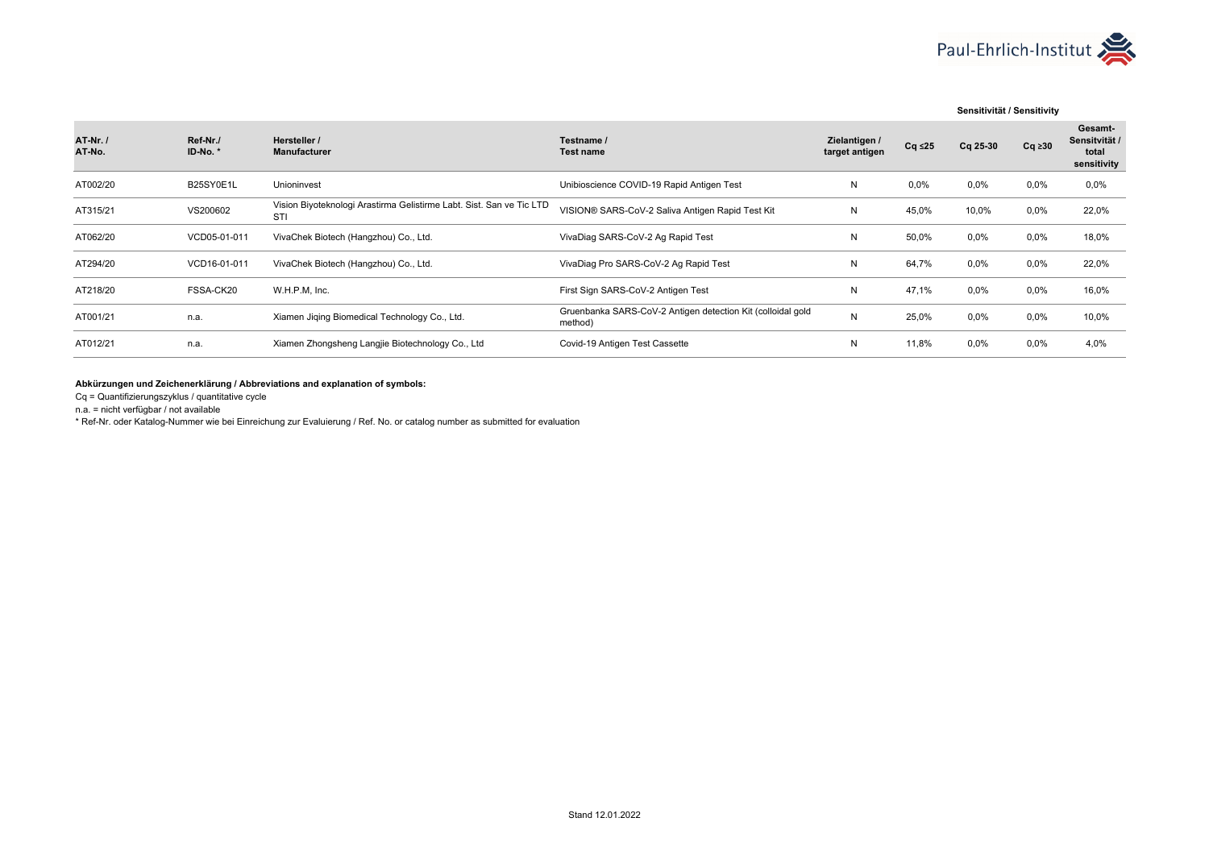| AT-Nr. / AT-No. | Ref-Nr./ ID-No. * | Hersteller / Manufacturer | Testname / Test name | Zielantigen / target antigen | Sensitivität / Sensitivity Cq ≤25 | Cq 25-30 | Cq ≥30 | Gesamt-Sensitvität / total sensitivity |
|---|---|---|---|---|---|---|---|---|
| AT002/20 | B25SY0E1L | Unioninvest | Unibioscience COVID-19 Rapid Antigen Test | N | 0,0% | 0,0% | 0,0% | 0,0% |
| AT315/21 | VS200602 | Vision Biyoteknologi Arastirma Gelistirme Labt. Sist. San ve Tic LTD STI | VISION® SARS-CoV-2 Saliva Antigen Rapid Test Kit | N | 45,0% | 10,0% | 0,0% | 22,0% |
| AT062/20 | VCD05-01-011 | VivaChek Biotech (Hangzhou) Co., Ltd. | VivaDiag SARS-CoV-2 Ag Rapid Test | N | 50,0% | 0,0% | 0,0% | 18,0% |
| AT294/20 | VCD16-01-011 | VivaChek Biotech (Hangzhou) Co., Ltd. | VivaDiag Pro SARS-CoV-2 Ag Rapid Test | N | 64,7% | 0,0% | 0,0% | 22,0% |
| AT218/20 | FSSA-CK20 | W.H.P.M, Inc. | First Sign SARS-CoV-2 Antigen Test | N | 47,1% | 0,0% | 0,0% | 16,0% |
| AT001/21 | n.a. | Xiamen Jiqing Biomedical Technology Co., Ltd. | Gruenbanka SARS-CoV-2 Antigen detection Kit (colloidal gold method) | N | 25,0% | 0,0% | 0,0% | 10,0% |
| AT012/21 | n.a. | Xiamen Zhongsheng Langjie Biotechnology Co., Ltd | Covid-19 Antigen Test Cassette | N | 11,8% | 0,0% | 0,0% | 4,0% |

**Abkürzungen und Zeichenerklärung / Abbreviations and explanation of symbols:**

Cq = Quantifizierungszyklus / quantitative cycle

n.a. = nicht verfügbar / not available

* Ref-Nr. oder Katalog-Nummer wie bei Einreichung zur Evaluierung / Ref. No. or catalog number as submitted for evaluation

Stand 12.01.2022